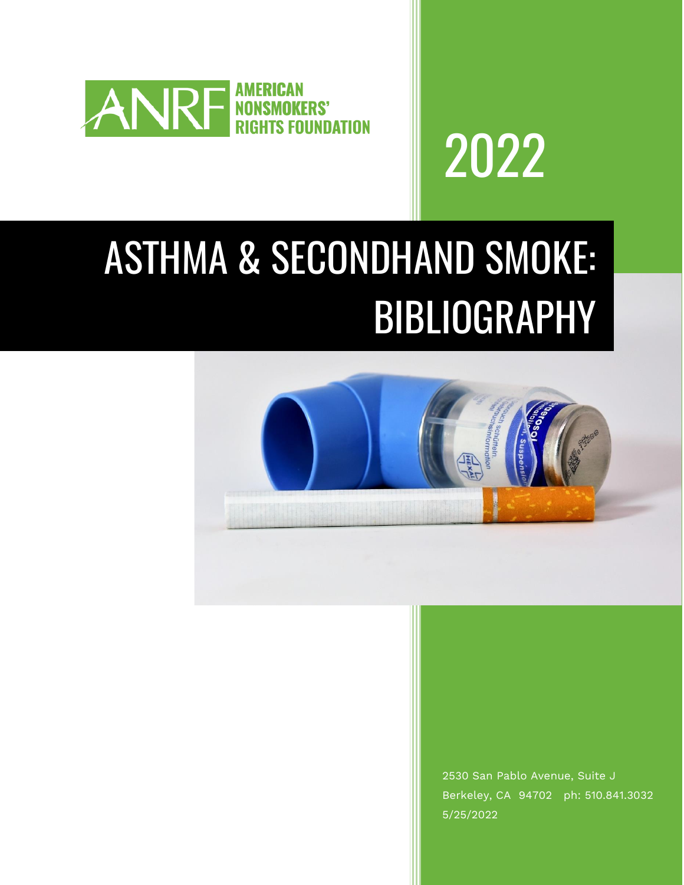AMERICAN NONSMOKERS' RIGHTS FOUNDATION

2022

# ASTHMA & SECONDHAND SMOKE: BIBLIOGRAPHY

2530 San Pablo Avenue, Suite J
Berkeley, CA 94702 ph: 510.841.3032
5/25/2022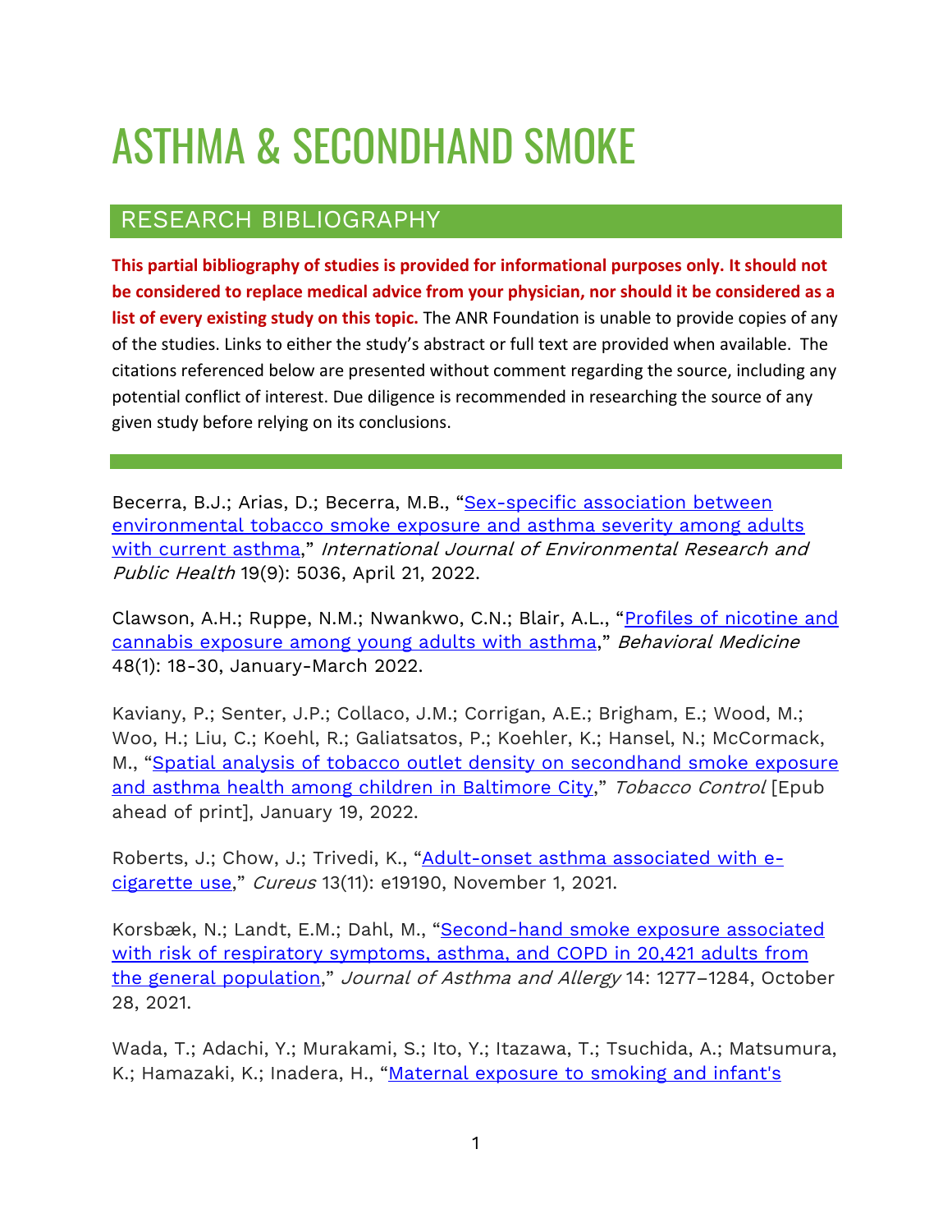# ASTHMA & SECONDHAND SMOKE

## RESEARCH BIBLIOGRAPHY

**This partial bibliography of studies is provided for informational purposes only. It should not be considered to replace medical advice from your physician, nor should it be considered as a list of every existing study on this topic.** The ANR Foundation is unable to provide copies of any of the studies. Links to either the study's abstract or full text are provided when available. The citations referenced below are presented without comment regarding the source, including any potential conflict of interest. Due diligence is recommended in researching the source of any given study before relying on its conclusions.

---

Becerra, B.J.; Arias, D.; Becerra, M.B., "Sex-specific association between environmental tobacco smoke exposure and asthma severity among adults with current asthma," *International Journal of Environmental Research and Public Health* 19(9): 5036, April 21, 2022.

Clawson, A.H.; Ruppe, N.M.; Nwankwo, C.N.; Blair, A.L., "Profiles of nicotine and cannabis exposure among young adults with asthma," *Behavioral Medicine* 48(1): 18-30, January-March 2022.

Kaviany, P.; Senter, J.P.; Collaco, J.M.; Corrigan, A.E.; Brigham, E.; Wood, M.; Woo, H.; Liu, C.; Koehl, R.; Galiatsatos, P.; Koehler, K.; Hansel, N.; McCormack, M., "Spatial analysis of tobacco outlet density on secondhand smoke exposure and asthma health among children in Baltimore City," *Tobacco Control* [Epub ahead of print], January 19, 2022.

Roberts, J.; Chow, J.; Trivedi, K., "Adult-onset asthma associated with e-cigarette use," *Cureus* 13(11): e19190, November 1, 2021.

Korsbæk, N.; Landt, E.M.; Dahl, M., "Second-hand smoke exposure associated with risk of respiratory symptoms, asthma, and COPD in 20,421 adults from the general population," *Journal of Asthma and Allergy* 14: 1277–1284, October 28, 2021.

Wada, T.; Adachi, Y.; Murakami, S.; Ito, Y.; Itazawa, T.; Tsuchida, A.; Matsumura, K.; Hamazaki, K.; Inadera, H., "Maternal exposure to smoking and infant's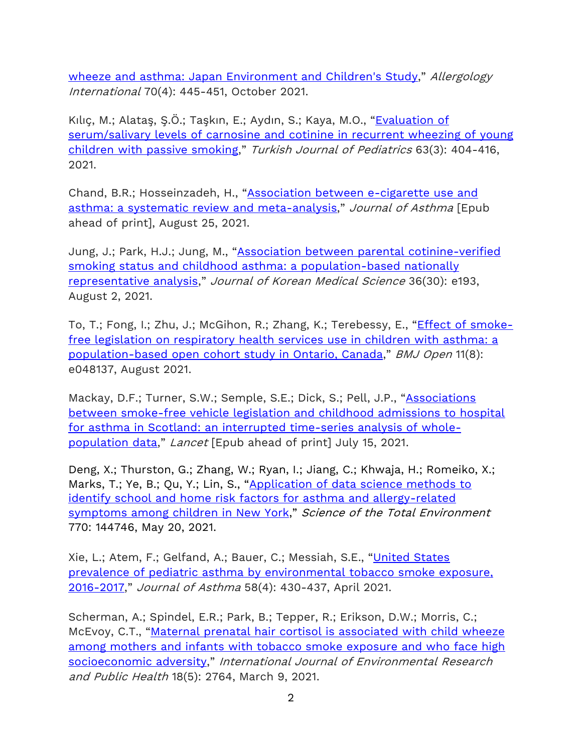wheeze and asthma: Japan Environment and Children's Study," *Allergology International* 70(4): 445-451, October 2021.

Kılıç, M.; Alataş, Ş.Ö.; Taşkın, E.; Aydın, S.; Kaya, M.O., "Evaluation of serum/salivary levels of carnosine and cotinine in recurrent wheezing of young children with passive smoking," *Turkish Journal of Pediatrics* 63(3): 404-416, 2021.

Chand, B.R.; Hosseinzadeh, H., "Association between e-cigarette use and asthma: a systematic review and meta-analysis," *Journal of Asthma* [Epub ahead of print], August 25, 2021.

Jung, J.; Park, H.J.; Jung, M., "Association between parental cotinine-verified smoking status and childhood asthma: a population-based nationally representative analysis," *Journal of Korean Medical Science* 36(30): e193, August 2, 2021.

To, T.; Fong, I.; Zhu, J.; McGihon, R.; Zhang, K.; Terebessy, E., "Effect of smoke-free legislation on respiratory health services use in children with asthma: a population-based open cohort study in Ontario, Canada," *BMJ Open* 11(8): e048137, August 2021.

Mackay, D.F.; Turner, S.W.; Semple, S.E.; Dick, S.; Pell, J.P., "Associations between smoke-free vehicle legislation and childhood admissions to hospital for asthma in Scotland: an interrupted time-series analysis of whole-population data," *Lancet* [Epub ahead of print] July 15, 2021.

Deng, X.; Thurston, G.; Zhang, W.; Ryan, I.; Jiang, C.; Khwaja, H.; Romeiko, X.; Marks, T.; Ye, B.; Qu, Y.; Lin, S., "Application of data science methods to identify school and home risk factors for asthma and allergy-related symptoms among children in New York," *Science of the Total Environment* 770: 144746, May 20, 2021.

Xie, L.; Atem, F.; Gelfand, A.; Bauer, C.; Messiah, S.E., "United States prevalence of pediatric asthma by environmental tobacco smoke exposure, 2016-2017," *Journal of Asthma* 58(4): 430-437, April 2021.

Scherman, A.; Spindel, E.R.; Park, B.; Tepper, R.; Erikson, D.W.; Morris, C.; McEvoy, C.T., "Maternal prenatal hair cortisol is associated with child wheeze among mothers and infants with tobacco smoke exposure and who face high socioeconomic adversity," *International Journal of Environmental Research and Public Health* 18(5): 2764, March 9, 2021.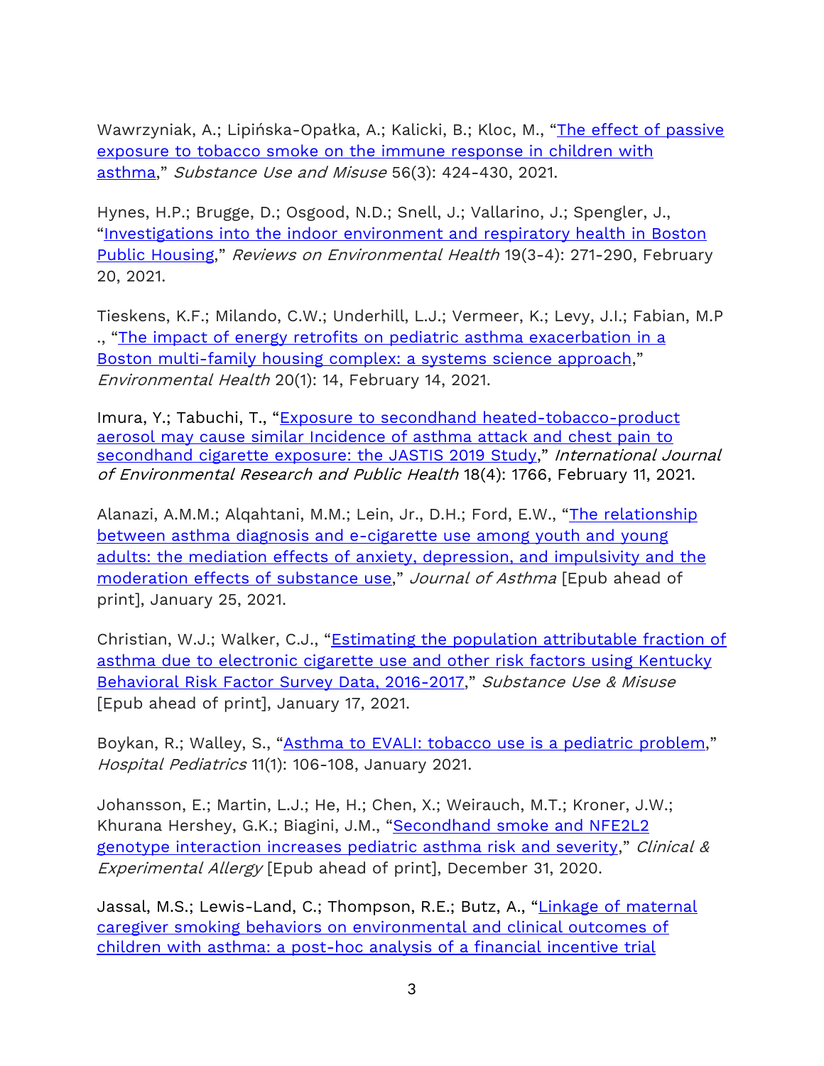Wawrzyniak, A.; Lipińska-Opałka, A.; Kalicki, B.; Kloc, M., "The effect of passive exposure to tobacco smoke on the immune response in children with asthma," *Substance Use and Misuse* 56(3): 424-430, 2021.

Hynes, H.P.; Brugge, D.; Osgood, N.D.; Snell, J.; Vallarino, J.; Spengler, J., "Investigations into the indoor environment and respiratory health in Boston Public Housing," *Reviews on Environmental Health* 19(3-4): 271-290, February 20, 2021.

Tieskens, K.F.; Milando, C.W.; Underhill, L.J.; Vermeer, K.; Levy, J.I.; Fabian, M.P ., "The impact of energy retrofits on pediatric asthma exacerbation in a Boston multi-family housing complex: a systems science approach," *Environmental Health* 20(1): 14, February 14, 2021.

Imura, Y.; Tabuchi, T., "Exposure to secondhand heated-tobacco-product aerosol may cause similar Incidence of asthma attack and chest pain to secondhand cigarette exposure: the JASTIS 2019 Study," *International Journal of Environmental Research and Public Health* 18(4): 1766, February 11, 2021.

Alanazi, A.M.M.; Alqahtani, M.M.; Lein, Jr., D.H.; Ford, E.W., "The relationship between asthma diagnosis and e-cigarette use among youth and young adults: the mediation effects of anxiety, depression, and impulsivity and the moderation effects of substance use," *Journal of Asthma* [Epub ahead of print], January 25, 2021.

Christian, W.J.; Walker, C.J., "Estimating the population attributable fraction of asthma due to electronic cigarette use and other risk factors using Kentucky Behavioral Risk Factor Survey Data, 2016-2017," *Substance Use & Misuse* [Epub ahead of print], January 17, 2021.

Boykan, R.; Walley, S., "Asthma to EVALI: tobacco use is a pediatric problem," *Hospital Pediatrics* 11(1): 106-108, January 2021.

Johansson, E.; Martin, L.J.; He, H.; Chen, X.; Weirauch, M.T.; Kroner, J.W.; Khurana Hershey, G.K.; Biagini, J.M., "Secondhand smoke and NFE2L2 genotype interaction increases pediatric asthma risk and severity," *Clinical & Experimental Allergy* [Epub ahead of print], December 31, 2020.

Jassal, M.S.; Lewis-Land, C.; Thompson, R.E.; Butz, A., "Linkage of maternal caregiver smoking behaviors on environmental and clinical outcomes of children with asthma: a post-hoc analysis of a financial incentive trial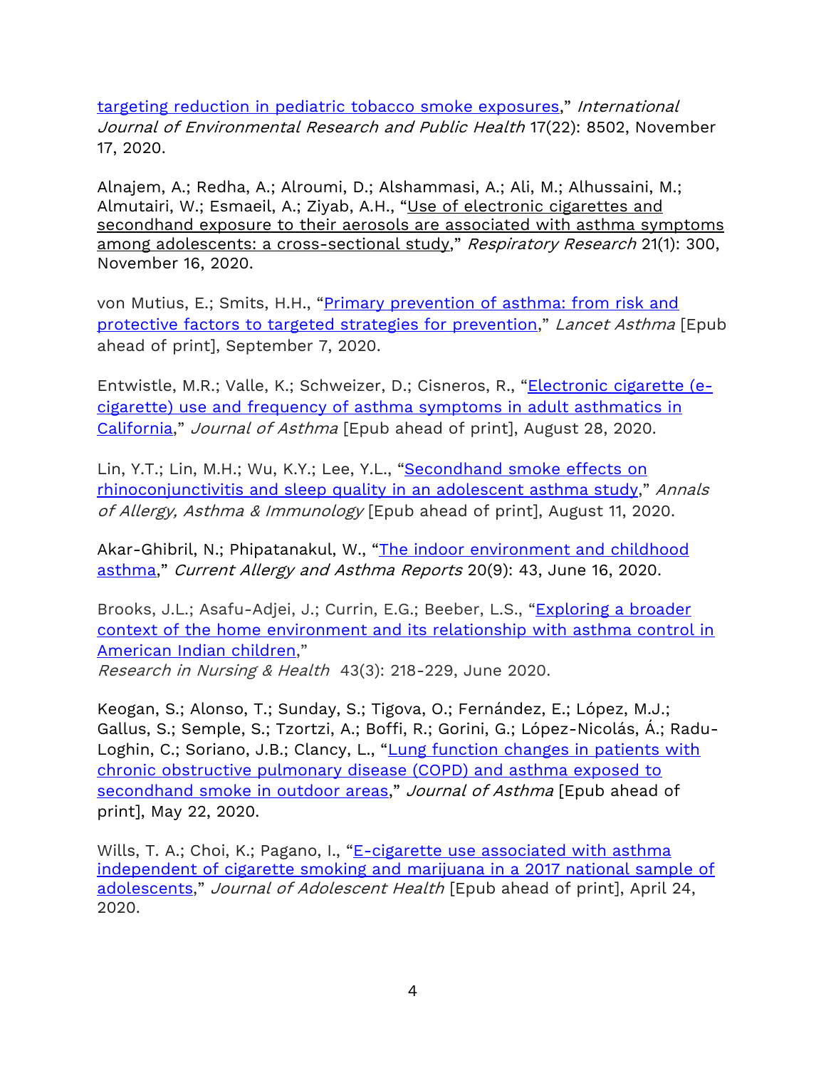targeting reduction in pediatric tobacco smoke exposures," *International Journal of Environmental Research and Public Health* 17(22): 8502, November 17, 2020.

Alnajem, A.; Redha, A.; Alroumi, D.; Alshammasi, A.; Ali, M.; Alhussaini, M.; Almutairi, W.; Esmaeil, A.; Ziyab, A.H., "Use of electronic cigarettes and secondhand exposure to their aerosols are associated with asthma symptoms among adolescents: a cross-sectional study," *Respiratory Research* 21(1): 300, November 16, 2020.

von Mutius, E.; Smits, H.H., "Primary prevention of asthma: from risk and protective factors to targeted strategies for prevention," *Lancet Asthma* [Epub ahead of print], September 7, 2020.

Entwistle, M.R.; Valle, K.; Schweizer, D.; Cisneros, R., "Electronic cigarette (e-cigarette) use and frequency of asthma symptoms in adult asthmatics in California," *Journal of Asthma* [Epub ahead of print], August 28, 2020.

Lin, Y.T.; Lin, M.H.; Wu, K.Y.; Lee, Y.L., "Secondhand smoke effects on rhinoconjunctivitis and sleep quality in an adolescent asthma study," *Annals of Allergy, Asthma & Immunology* [Epub ahead of print], August 11, 2020.

Akar-Ghibril, N.; Phipatanakul, W., "The indoor environment and childhood asthma," *Current Allergy and Asthma Reports* 20(9): 43, June 16, 2020.

Brooks, J.L.; Asafu-Adjei, J.; Currin, E.G.; Beeber, L.S., "Exploring a broader context of the home environment and its relationship with asthma control in American Indian children,"
*Research in Nursing & Health* 43(3): 218-229, June 2020.

Keogan, S.; Alonso, T.; Sunday, S.; Tigova, O.; Fernández, E.; López, M.J.; Gallus, S.; Semple, S.; Tzortzi, A.; Boffi, R.; Gorini, G.; López-Nicolás, Á.; Radu-Loghin, C.; Soriano, J.B.; Clancy, L., "Lung function changes in patients with chronic obstructive pulmonary disease (COPD) and asthma exposed to secondhand smoke in outdoor areas," *Journal of Asthma* [Epub ahead of print], May 22, 2020.

Wills, T. A.; Choi, K.; Pagano, I., "E-cigarette use associated with asthma independent of cigarette smoking and marijuana in a 2017 national sample of adolescents," *Journal of Adolescent Health* [Epub ahead of print], April 24, 2020.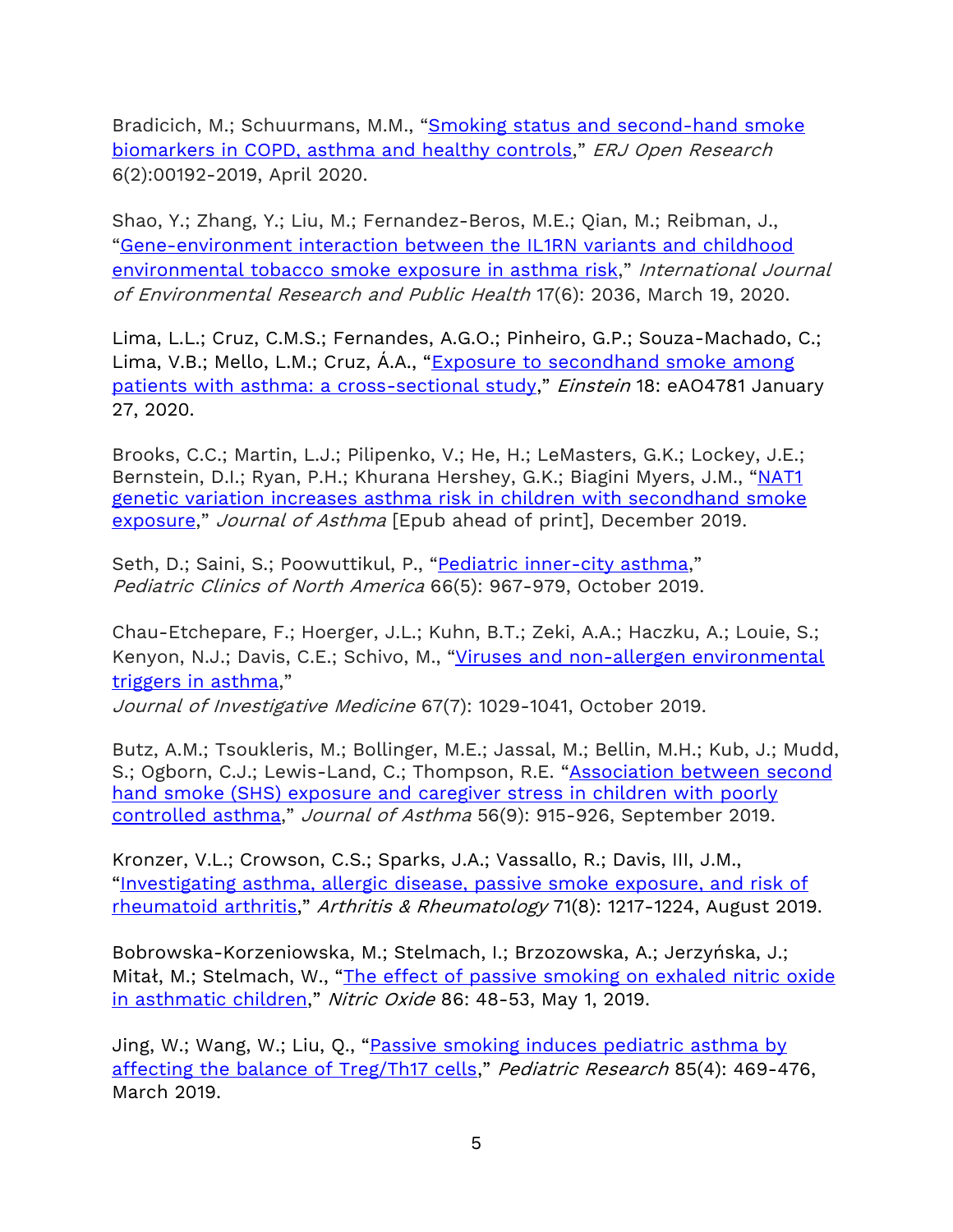Bradicich, M.; Schuurmans, M.M., "Smoking status and second-hand smoke biomarkers in COPD, asthma and healthy controls," *ERJ Open Research* 6(2):00192-2019, April 2020.

Shao, Y.; Zhang, Y.; Liu, M.; Fernandez-Beros, M.E.; Qian, M.; Reibman, J., "Gene-environment interaction between the IL1RN variants and childhood environmental tobacco smoke exposure in asthma risk," *International Journal of Environmental Research and Public Health* 17(6): 2036, March 19, 2020.

Lima, L.L.; Cruz, C.M.S.; Fernandes, A.G.O.; Pinheiro, G.P.; Souza-Machado, C.; Lima, V.B.; Mello, L.M.; Cruz, Á.A., "Exposure to secondhand smoke among patients with asthma: a cross-sectional study," *Einstein* 18: eAO4781 January 27, 2020.

Brooks, C.C.; Martin, L.J.; Pilipenko, V.; He, H.; LeMasters, G.K.; Lockey, J.E.; Bernstein, D.I.; Ryan, P.H.; Khurana Hershey, G.K.; Biagini Myers, J.M., "NAT1 genetic variation increases asthma risk in children with secondhand smoke exposure," *Journal of Asthma* [Epub ahead of print], December 2019.

Seth, D.; Saini, S.; Poowuttikul, P., "Pediatric inner-city asthma," *Pediatric Clinics of North America* 66(5): 967-979, October 2019.

Chau-Etchepare, F.; Hoerger, J.L.; Kuhn, B.T.; Zeki, A.A.; Haczku, A.; Louie, S.; Kenyon, N.J.; Davis, C.E.; Schivo, M., "Viruses and non-allergen environmental triggers in asthma," *Journal of Investigative Medicine* 67(7): 1029-1041, October 2019.

Butz, A.M.; Tsoukleris, M.; Bollinger, M.E.; Jassal, M.; Bellin, M.H.; Kub, J.; Mudd, S.; Ogborn, C.J.; Lewis-Land, C.; Thompson, R.E. "Association between second hand smoke (SHS) exposure and caregiver stress in children with poorly controlled asthma," *Journal of Asthma* 56(9): 915-926, September 2019.

Kronzer, V.L.; Crowson, C.S.; Sparks, J.A.; Vassallo, R.; Davis, III, J.M., "Investigating asthma, allergic disease, passive smoke exposure, and risk of rheumatoid arthritis," *Arthritis & Rheumatology* 71(8): 1217-1224, August 2019.

Bobrowska-Korzeniowska, M.; Stelmach, I.; Brzozowska, A.; Jerzyńska, J.; Mitał, M.; Stelmach, W., "The effect of passive smoking on exhaled nitric oxide in asthmatic children," *Nitric Oxide* 86: 48-53, May 1, 2019.

Jing, W.; Wang, W.; Liu, Q., "Passive smoking induces pediatric asthma by affecting the balance of Treg/Th17 cells," *Pediatric Research* 85(4): 469-476, March 2019.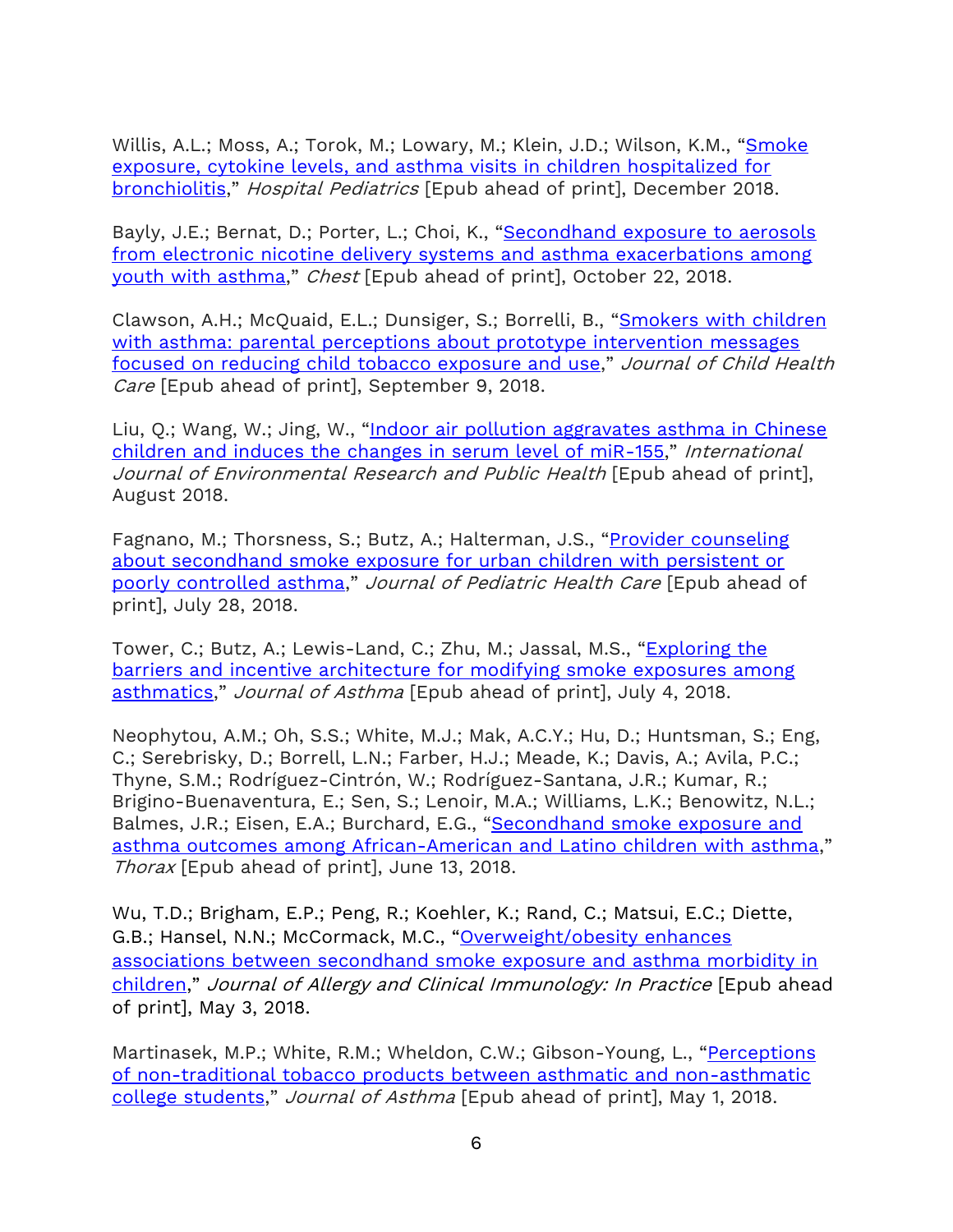Willis, A.L.; Moss, A.; Torok, M.; Lowary, M.; Klein, J.D.; Wilson, K.M., "Smoke exposure, cytokine levels, and asthma visits in children hospitalized for bronchiolitis," *Hospital Pediatrics* [Epub ahead of print], December 2018.

Bayly, J.E.; Bernat, D.; Porter, L.; Choi, K., "Secondhand exposure to aerosols from electronic nicotine delivery systems and asthma exacerbations among youth with asthma," *Chest* [Epub ahead of print], October 22, 2018.

Clawson, A.H.; McQuaid, E.L.; Dunsiger, S.; Borrelli, B., "Smokers with children with asthma: parental perceptions about prototype intervention messages focused on reducing child tobacco exposure and use," *Journal of Child Health Care* [Epub ahead of print], September 9, 2018.

Liu, Q.; Wang, W.; Jing, W., "Indoor air pollution aggravates asthma in Chinese children and induces the changes in serum level of miR-155," *International Journal of Environmental Research and Public Health* [Epub ahead of print], August 2018.

Fagnano, M.; Thorsness, S.; Butz, A.; Halterman, J.S., "Provider counseling about secondhand smoke exposure for urban children with persistent or poorly controlled asthma," *Journal of Pediatric Health Care* [Epub ahead of print], July 28, 2018.

Tower, C.; Butz, A.; Lewis-Land, C.; Zhu, M.; Jassal, M.S., "Exploring the barriers and incentive architecture for modifying smoke exposures among asthmatics," *Journal of Asthma* [Epub ahead of print], July 4, 2018.

Neophytou, A.M.; Oh, S.S.; White, M.J.; Mak, A.C.Y.; Hu, D.; Huntsman, S.; Eng, C.; Serebrisky, D.; Borrell, L.N.; Farber, H.J.; Meade, K.; Davis, A.; Avila, P.C.; Thyne, S.M.; Rodríguez-Cintrón, W.; Rodríguez-Santana, J.R.; Kumar, R.; Brigino-Buenaventura, E.; Sen, S.; Lenoir, M.A.; Williams, L.K.; Benowitz, N.L.; Balmes, J.R.; Eisen, E.A.; Burchard, E.G., "Secondhand smoke exposure and asthma outcomes among African-American and Latino children with asthma," *Thorax* [Epub ahead of print], June 13, 2018.

Wu, T.D.; Brigham, E.P.; Peng, R.; Koehler, K.; Rand, C.; Matsui, E.C.; Diette, G.B.; Hansel, N.N.; McCormack, M.C., "Overweight/obesity enhances associations between secondhand smoke exposure and asthma morbidity in children," *Journal of Allergy and Clinical Immunology: In Practice* [Epub ahead of print], May 3, 2018.

Martinasek, M.P.; White, R.M.; Wheldon, C.W.; Gibson-Young, L., "Perceptions of non-traditional tobacco products between asthmatic and non-asthmatic college students," *Journal of Asthma* [Epub ahead of print], May 1, 2018.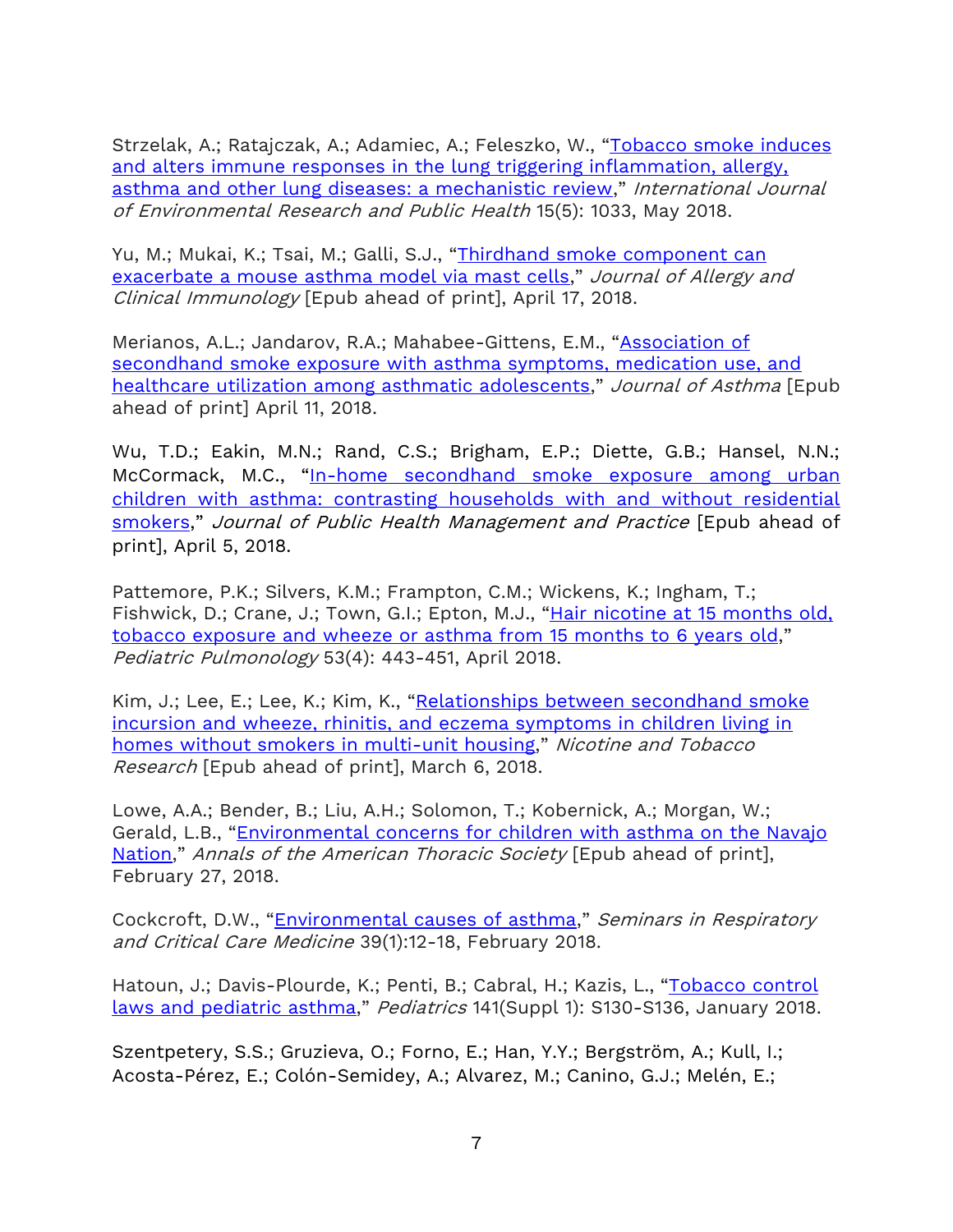Strzelak, A.; Ratajczak, A.; Adamiec, A.; Feleszko, W., "Tobacco smoke induces and alters immune responses in the lung triggering inflammation, allergy, asthma and other lung diseases: a mechanistic review," *International Journal of Environmental Research and Public Health* 15(5): 1033, May 2018.

Yu, M.; Mukai, K.; Tsai, M.; Galli, S.J., "Thirdhand smoke component can exacerbate a mouse asthma model via mast cells," *Journal of Allergy and Clinical Immunology* [Epub ahead of print], April 17, 2018.

Merianos, A.L.; Jandarov, R.A.; Mahabee-Gittens, E.M., "Association of secondhand smoke exposure with asthma symptoms, medication use, and healthcare utilization among asthmatic adolescents," *Journal of Asthma* [Epub ahead of print] April 11, 2018.

Wu, T.D.; Eakin, M.N.; Rand, C.S.; Brigham, E.P.; Diette, G.B.; Hansel, N.N.; McCormack, M.C., "In-home secondhand smoke exposure among urban children with asthma: contrasting households with and without residential smokers," *Journal of Public Health Management and Practice* [Epub ahead of print], April 5, 2018.

Pattemore, P.K.; Silvers, K.M.; Frampton, C.M.; Wickens, K.; Ingham, T.; Fishwick, D.; Crane, J.; Town, G.I.; Epton, M.J., "Hair nicotine at 15 months old, tobacco exposure and wheeze or asthma from 15 months to 6 years old," *Pediatric Pulmonology* 53(4): 443-451, April 2018.

Kim, J.; Lee, E.; Lee, K.; Kim, K., "Relationships between secondhand smoke incursion and wheeze, rhinitis, and eczema symptoms in children living in homes without smokers in multi-unit housing," *Nicotine and Tobacco Research* [Epub ahead of print], March 6, 2018.

Lowe, A.A.; Bender, B.; Liu, A.H.; Solomon, T.; Kobernick, A.; Morgan, W.; Gerald, L.B., "Environmental concerns for children with asthma on the Navajo Nation," *Annals of the American Thoracic Society* [Epub ahead of print], February 27, 2018.

Cockcroft, D.W., "Environmental causes of asthma," *Seminars in Respiratory and Critical Care Medicine* 39(1):12-18, February 2018.

Hatoun, J.; Davis-Plourde, K.; Penti, B.; Cabral, H.; Kazis, L., "Tobacco control laws and pediatric asthma," *Pediatrics* 141(Suppl 1): S130-S136, January 2018.

Szentpetery, S.S.; Gruzieva, O.; Forno, E.; Han, Y.Y.; Bergström, A.; Kull, I.; Acosta-Pérez, E.; Colón-Semidey, A.; Alvarez, M.; Canino, G.J.; Melén, E.;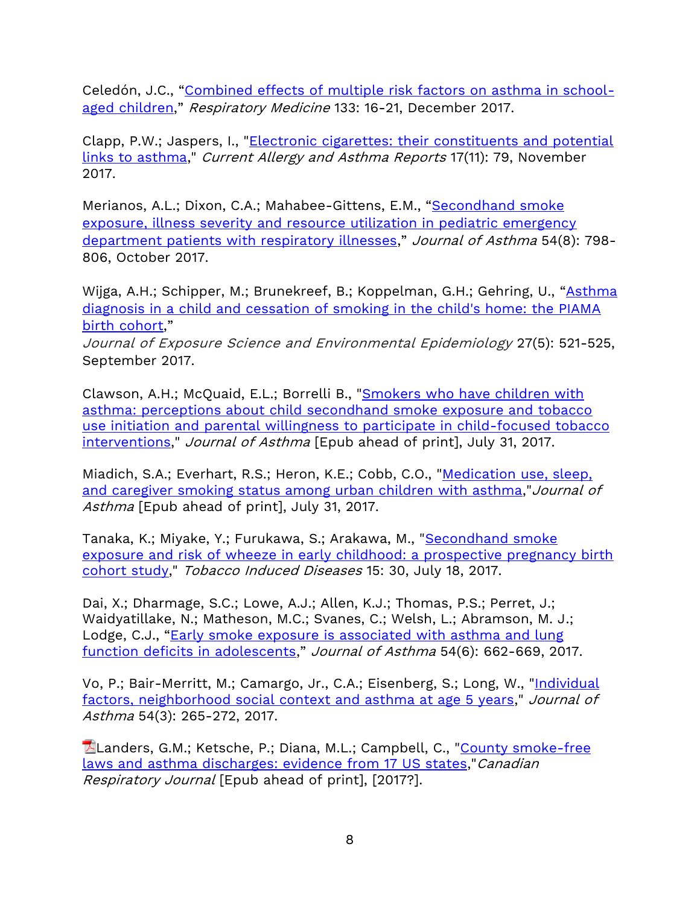Celedón, J.C., "[Combined effects of multiple risk factors on asthma in school-aged children](#)," *Respiratory Medicine* 133: 16-21, December 2017.

Clapp, P.W.; Jaspers, I., "[Electronic cigarettes: their constituents and potential links to asthma](#)," *Current Allergy and Asthma Reports* 17(11): 79, November 2017.

Merianos, A.L.; Dixon, C.A.; Mahabee-Gittens, E.M., "[Secondhand smoke exposure, illness severity and resource utilization in pediatric emergency department patients with respiratory illnesses](#)," *Journal of Asthma* 54(8): 798-806, October 2017.

Wijga, A.H.; Schipper, M.; Brunekreef, B.; Koppelman, G.H.; Gehring, U., "[Asthma diagnosis in a child and cessation of smoking in the child's home: the PIAMA birth cohort](#),"
*Journal of Exposure Science and Environmental Epidemiology* 27(5): 521-525, September 2017.

Clawson, A.H.; McQuaid, E.L.; Borrelli B., "[Smokers who have children with asthma: perceptions about child secondhand smoke exposure and tobacco use initiation and parental willingness to participate in child-focused tobacco interventions](#)," *Journal of Asthma* [Epub ahead of print], July 31, 2017.

Miadich, S.A.; Everhart, R.S.; Heron, K.E.; Cobb, C.O., "[Medication use, sleep, and caregiver smoking status among urban children with asthma](#)," *Journal of Asthma* [Epub ahead of print], July 31, 2017.

Tanaka, K.; Miyake, Y.; Furukawa, S.; Arakawa, M., "[Secondhand smoke exposure and risk of wheeze in early childhood: a prospective pregnancy birth cohort study](#)," *Tobacco Induced Diseases* 15: 30, July 18, 2017.

Dai, X.; Dharmage, S.C.; Lowe, A.J.; Allen, K.J.; Thomas, P.S.; Perret, J.; Waidyatillake, N.; Matheson, M.C.; Svanes, C.; Welsh, L.; Abramson, M. J.; Lodge, C.J., "[Early smoke exposure is associated with asthma and lung function deficits in adolescents](#)," *Journal of Asthma* 54(6): 662-669, 2017.

Vo, P.; Bair-Merritt, M.; Camargo, Jr., C.A.; Eisenberg, S.; Long, W., "[Individual factors, neighborhood social context and asthma at age 5 years](#)," *Journal of Asthma* 54(3): 265-272, 2017.

Landers, G.M.; Ketsche, P.; Diana, M.L.; Campbell, C., "[County smoke-free laws and asthma discharges: evidence from 17 US states](#)," *Canadian Respiratory Journal* [Epub ahead of print], [2017?].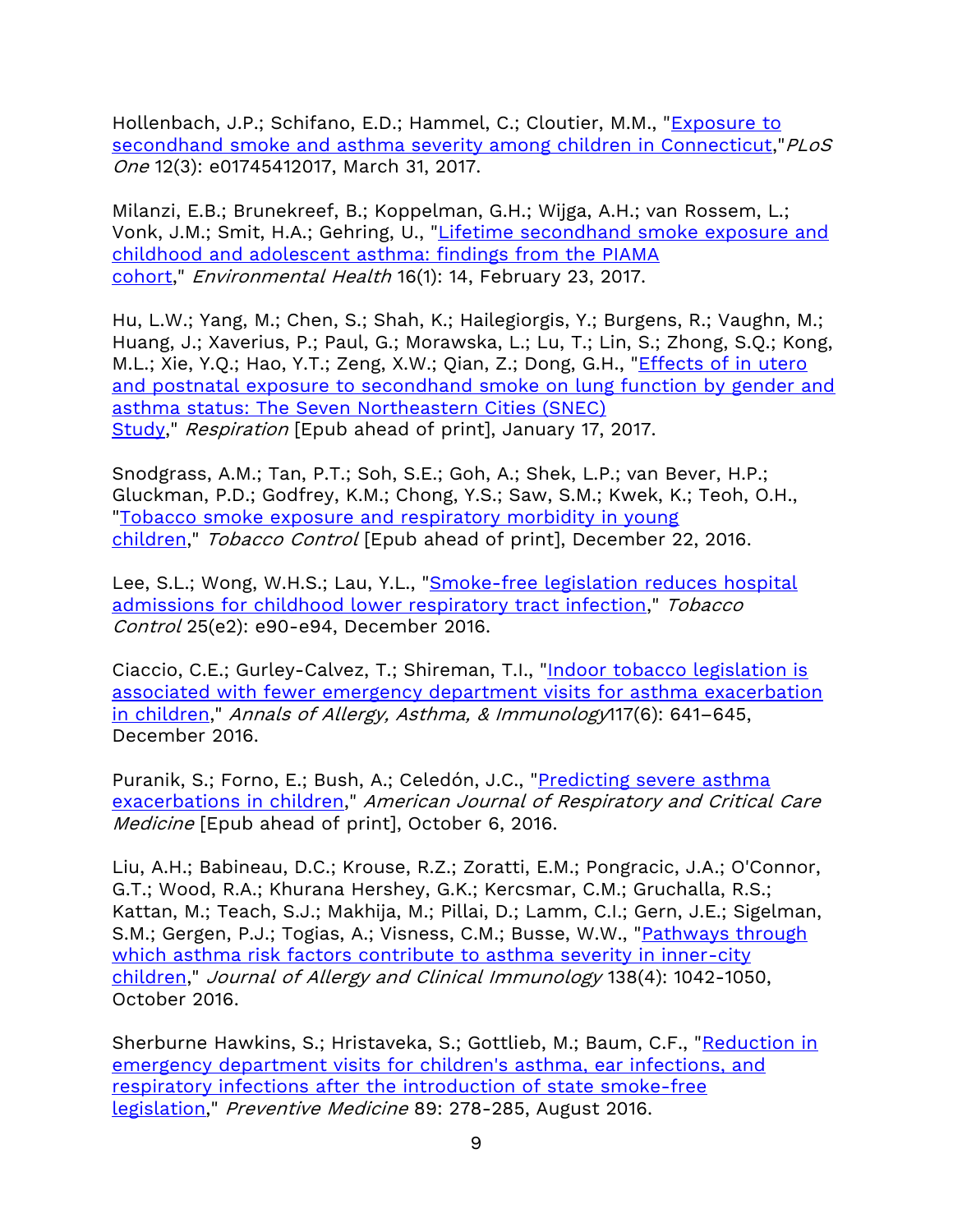Hollenbach, J.P.; Schifano, E.D.; Hammel, C.; Cloutier, M.M., "Exposure to secondhand smoke and asthma severity among children in Connecticut," *PLoS One* 12(3): e01745412017, March 31, 2017.

Milanzi, E.B.; Brunekreef, B.; Koppelman, G.H.; Wijga, A.H.; van Rossem, L.; Vonk, J.M.; Smit, H.A.; Gehring, U., "Lifetime secondhand smoke exposure and childhood and adolescent asthma: findings from the PIAMA cohort," *Environmental Health* 16(1): 14, February 23, 2017.

Hu, L.W.; Yang, M.; Chen, S.; Shah, K.; Hailegiorgis, Y.; Burgens, R.; Vaughn, M.; Huang, J.; Xaverius, P.; Paul, G.; Morawska, L.; Lu, T.; Lin, S.; Zhong, S.Q.; Kong, M.L.; Xie, Y.Q.; Hao, Y.T.; Zeng, X.W.; Qian, Z.; Dong, G.H., "Effects of in utero and postnatal exposure to secondhand smoke on lung function by gender and asthma status: The Seven Northeastern Cities (SNEC) Study," *Respiration* [Epub ahead of print], January 17, 2017.

Snodgrass, A.M.; Tan, P.T.; Soh, S.E.; Goh, A.; Shek, L.P.; van Bever, H.P.; Gluckman, P.D.; Godfrey, K.M.; Chong, Y.S.; Saw, S.M.; Kwek, K.; Teoh, O.H., "Tobacco smoke exposure and respiratory morbidity in young children," *Tobacco Control* [Epub ahead of print], December 22, 2016.

Lee, S.L.; Wong, W.H.S.; Lau, Y.L., "Smoke-free legislation reduces hospital admissions for childhood lower respiratory tract infection," *Tobacco Control* 25(e2): e90-e94, December 2016.

Ciaccio, C.E.; Gurley-Calvez, T.; Shireman, T.I., "Indoor tobacco legislation is associated with fewer emergency department visits for asthma exacerbation in children," *Annals of Allergy, Asthma, & Immunology*117(6): 641–645, December 2016.

Puranik, S.; Forno, E.; Bush, A.; Celedón, J.C., "Predicting severe asthma exacerbations in children," *American Journal of Respiratory and Critical Care Medicine* [Epub ahead of print], October 6, 2016.

Liu, A.H.; Babineau, D.C.; Krouse, R.Z.; Zoratti, E.M.; Pongracic, J.A.; O'Connor, G.T.; Wood, R.A.; Khurana Hershey, G.K.; Kercsmar, C.M.; Gruchalla, R.S.; Kattan, M.; Teach, S.J.; Makhija, M.; Pillai, D.; Lamm, C.I.; Gern, J.E.; Sigelman, S.M.; Gergen, P.J.; Togias, A.; Visness, C.M.; Busse, W.W., "Pathways through which asthma risk factors contribute to asthma severity in inner-city children," *Journal of Allergy and Clinical Immunology* 138(4): 1042-1050, October 2016.

Sherburne Hawkins, S.; Hristaveka, S.; Gottlieb, M.; Baum, C.F., "Reduction in emergency department visits for children's asthma, ear infections, and respiratory infections after the introduction of state smoke-free legislation," *Preventive Medicine* 89: 278-285, August 2016.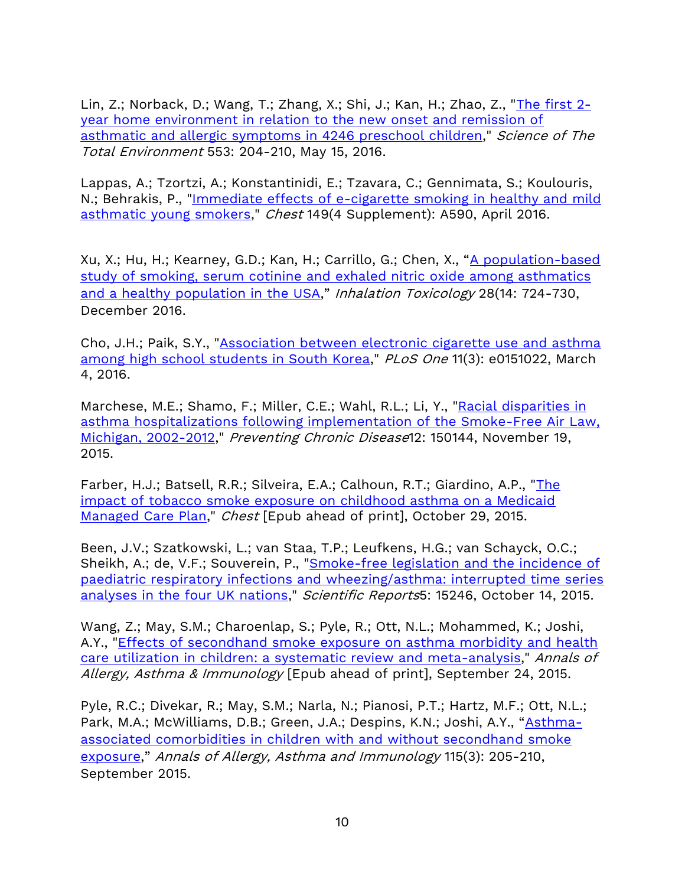Lin, Z.; Norback, D.; Wang, T.; Zhang, X.; Shi, J.; Kan, H.; Zhao, Z., "The first 2-year home environment in relation to the new onset and remission of asthmatic and allergic symptoms in 4246 preschool children," *Science of The Total Environment* 553: 204-210, May 15, 2016.

Lappas, A.; Tzortzi, A.; Konstantinidi, E.; Tzavara, C.; Gennimata, S.; Koulouris, N.; Behrakis, P., "Immediate effects of e-cigarette smoking in healthy and mild asthmatic young smokers," *Chest* 149(4 Supplement): A590, April 2016.

Xu, X.; Hu, H.; Kearney, G.D.; Kan, H.; Carrillo, G.; Chen, X., "A population-based study of smoking, serum cotinine and exhaled nitric oxide among asthmatics and a healthy population in the USA," *Inhalation Toxicology* 28(14: 724-730, December 2016.

Cho, J.H.; Paik, S.Y., "Association between electronic cigarette use and asthma among high school students in South Korea," *PLoS One* 11(3): e0151022, March 4, 2016.

Marchese, M.E.; Shamo, F.; Miller, C.E.; Wahl, R.L.; Li, Y., "Racial disparities in asthma hospitalizations following implementation of the Smoke-Free Air Law, Michigan, 2002-2012," *Preventing Chronic Disease*12: 150144, November 19, 2015.

Farber, H.J.; Batsell, R.R.; Silveira, E.A.; Calhoun, R.T.; Giardino, A.P., "The impact of tobacco smoke exposure on childhood asthma on a Medicaid Managed Care Plan," *Chest* [Epub ahead of print], October 29, 2015.

Been, J.V.; Szatkowski, L.; van Staa, T.P.; Leufkens, H.G.; van Schayck, O.C.; Sheikh, A.; de, V.F.; Souverein, P., "Smoke-free legislation and the incidence of paediatric respiratory infections and wheezing/asthma: interrupted time series analyses in the four UK nations," *Scientific Reports*5: 15246, October 14, 2015.

Wang, Z.; May, S.M.; Charoenlap, S.; Pyle, R.; Ott, N.L.; Mohammed, K.; Joshi, A.Y., "Effects of secondhand smoke exposure on asthma morbidity and health care utilization in children: a systematic review and meta-analysis," *Annals of Allergy, Asthma & Immunology* [Epub ahead of print], September 24, 2015.

Pyle, R.C.; Divekar, R.; May, S.M.; Narla, N.; Pianosi, P.T.; Hartz, M.F.; Ott, N.L.; Park, M.A.; McWilliams, D.B.; Green, J.A.; Despins, K.N.; Joshi, A.Y., "Asthma-associated comorbidities in children with and without secondhand smoke exposure," *Annals of Allergy, Asthma and Immunology* 115(3): 205-210, September 2015.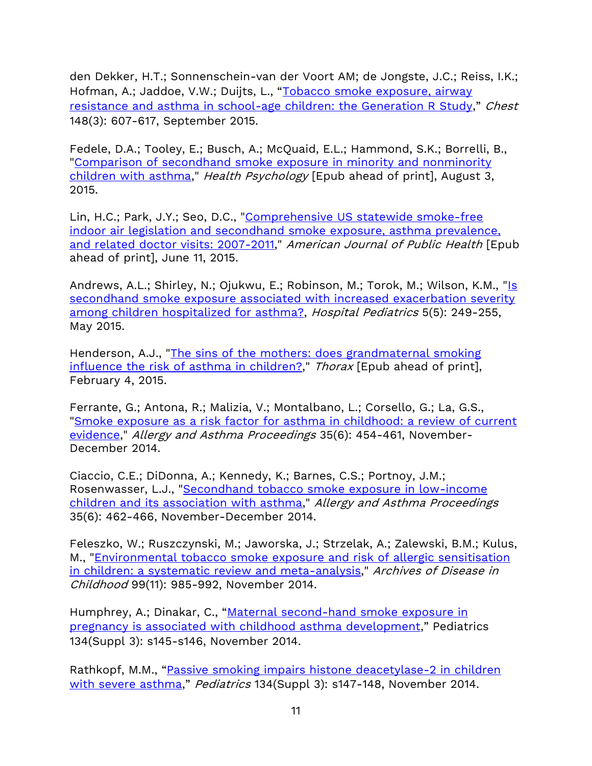den Dekker, H.T.; Sonnenschein-van der Voort AM; de Jongste, J.C.; Reiss, I.K.; Hofman, A.; Jaddoe, V.W.; Duijts, L., "Tobacco smoke exposure, airway resistance and asthma in school-age children: the Generation R Study," *Chest* 148(3): 607-617, September 2015.

Fedele, D.A.; Tooley, E.; Busch, A.; McQuaid, E.L.; Hammond, S.K.; Borrelli, B., "Comparison of secondhand smoke exposure in minority and nonminority children with asthma," *Health Psychology* [Epub ahead of print], August 3, 2015.

Lin, H.C.; Park, J.Y.; Seo, D.C., "Comprehensive US statewide smoke-free indoor air legislation and secondhand smoke exposure, asthma prevalence, and related doctor visits: 2007-2011," *American Journal of Public Health* [Epub ahead of print], June 11, 2015.

Andrews, A.L.; Shirley, N.; Ojukwu, E.; Robinson, M.; Torok, M.; Wilson, K.M., "Is secondhand smoke exposure associated with increased exacerbation severity among children hospitalized for asthma?, *Hospital Pediatrics* 5(5): 249-255, May 2015.

Henderson, A.J., "The sins of the mothers: does grandmaternal smoking influence the risk of asthma in children?," *Thorax* [Epub ahead of print], February 4, 2015.

Ferrante, G.; Antona, R.; Malizia, V.; Montalbano, L.; Corsello, G.; La, G.S., "Smoke exposure as a risk factor for asthma in childhood: a review of current evidence," *Allergy and Asthma Proceedings* 35(6): 454-461, November-December 2014.

Ciaccio, C.E.; DiDonna, A.; Kennedy, K.; Barnes, C.S.; Portnoy, J.M.; Rosenwasser, L.J., "Secondhand tobacco smoke exposure in low-income children and its association with asthma," *Allergy and Asthma Proceedings* 35(6): 462-466, November-December 2014.

Feleszko, W.; Ruszczynski, M.; Jaworska, J.; Strzelak, A.; Zalewski, B.M.; Kulus, M., "Environmental tobacco smoke exposure and risk of allergic sensitisation in children: a systematic review and meta-analysis," *Archives of Disease in Childhood* 99(11): 985-992, November 2014.

Humphrey, A.; Dinakar, C., "Maternal second-hand smoke exposure in pregnancy is associated with childhood asthma development," Pediatrics 134(Suppl 3): s145-s146, November 2014.

Rathkopf, M.M., "Passive smoking impairs histone deacetylase-2 in children with severe asthma," *Pediatrics* 134(Suppl 3): s147-148, November 2014.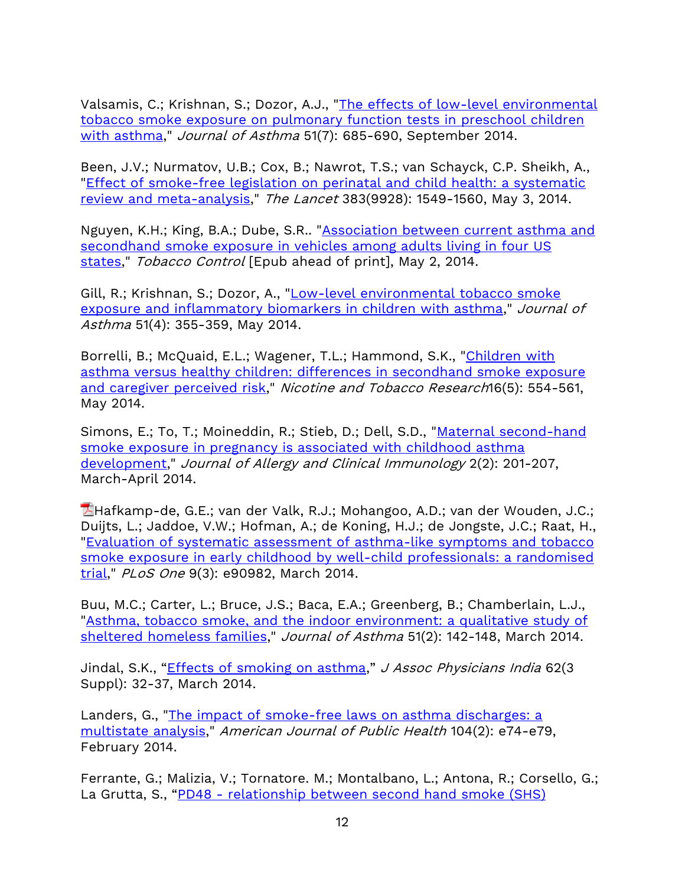Valsamis, C.; Krishnan, S.; Dozor, A.J., "The effects of low-level environmental tobacco smoke exposure on pulmonary function tests in preschool children with asthma," *Journal of Asthma* 51(7): 685-690, September 2014.

Been, J.V.; Nurmatov, U.B.; Cox, B.; Nawrot, T.S.; van Schayck, C.P. Sheikh, A., "Effect of smoke-free legislation on perinatal and child health: a systematic review and meta-analysis," *The Lancet* 383(9928): 1549-1560, May 3, 2014.

Nguyen, K.H.; King, B.A.; Dube, S.R.. "Association between current asthma and secondhand smoke exposure in vehicles among adults living in four US states," *Tobacco Control* [Epub ahead of print], May 2, 2014.

Gill, R.; Krishnan, S.; Dozor, A., "Low-level environmental tobacco smoke exposure and inflammatory biomarkers in children with asthma," *Journal of Asthma* 51(4): 355-359, May 2014.

Borrelli, B.; McQuaid, E.L.; Wagener, T.L.; Hammond, S.K., "Children with asthma versus healthy children: differences in secondhand smoke exposure and caregiver perceived risk," *Nicotine and Tobacco Research*16(5): 554-561, May 2014.

Simons, E.; To, T.; Moineddin, R.; Stieb, D.; Dell, S.D., "Maternal second-hand smoke exposure in pregnancy is associated with childhood asthma development," *Journal of Allergy and Clinical Immunology* 2(2): 201-207, March-April 2014.

Hafkamp-de, G.E.; van der Valk, R.J.; Mohangoo, A.D.; van der Wouden, J.C.; Duijts, L.; Jaddoe, V.W.; Hofman, A.; de Koning, H.J.; de Jongste, J.C.; Raat, H., "Evaluation of systematic assessment of asthma-like symptoms and tobacco smoke exposure in early childhood by well-child professionals: a randomised trial," *PLoS One* 9(3): e90982, March 2014.

Buu, M.C.; Carter, L.; Bruce, J.S.; Baca, E.A.; Greenberg, B.; Chamberlain, L.J., "Asthma, tobacco smoke, and the indoor environment: a qualitative study of sheltered homeless families," *Journal of Asthma* 51(2): 142-148, March 2014.

Jindal, S.K., "Effects of smoking on asthma," *J Assoc Physicians India* 62(3 Suppl): 32-37, March 2014.

Landers, G., "The impact of smoke-free laws on asthma discharges: a multistate analysis," *American Journal of Public Health* 104(2): e74-e79, February 2014.

Ferrante, G.; Malizia, V.; Tornatore. M.; Montalbano, L.; Antona, R.; Corsello, G.; La Grutta, S., "PD48 - relationship between second hand smoke (SHS)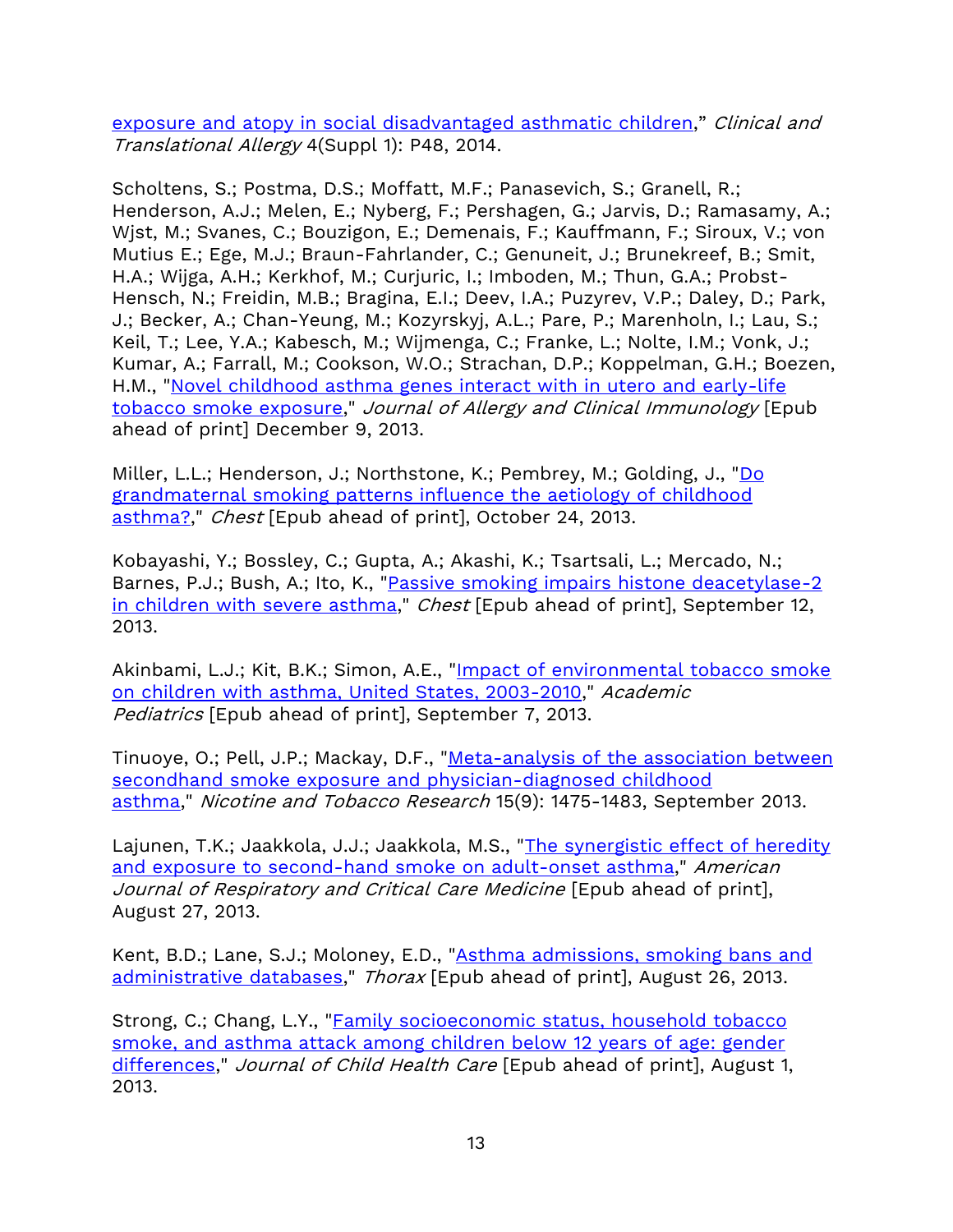exposure and atopy in social disadvantaged asthmatic children," *Clinical and Translational Allergy* 4(Suppl 1): P48, 2014.

Scholtens, S.; Postma, D.S.; Moffatt, M.F.; Panasevich, S.; Granell, R.; Henderson, A.J.; Melen, E.; Nyberg, F.; Pershagen, G.; Jarvis, D.; Ramasamy, A.; Wjst, M.; Svanes, C.; Bouzigon, E.; Demenais, F.; Kauffmann, F.; Siroux, V.; von Mutius E.; Ege, M.J.; Braun-Fahrlander, C.; Genuneit, J.; Brunekreef, B.; Smit, H.A.; Wijga, A.H.; Kerkhof, M.; Curjuric, I.; Imboden, M.; Thun, G.A.; Probst-Hensch, N.; Freidin, M.B.; Bragina, E.I.; Deev, I.A.; Puzyrev, V.P.; Daley, D.; Park, J.; Becker, A.; Chan-Yeung, M.; Kozyrskyj, A.L.; Pare, P.; Marenholn, I.; Lau, S.; Keil, T.; Lee, Y.A.; Kabesch, M.; Wijmenga, C.; Franke, L.; Nolte, I.M.; Vonk, J.; Kumar, A.; Farrall, M.; Cookson, W.O.; Strachan, D.P.; Koppelman, G.H.; Boezen, H.M., "Novel childhood asthma genes interact with in utero and early-life tobacco smoke exposure," *Journal of Allergy and Clinical Immunology* [Epub ahead of print] December 9, 2013.

Miller, L.L.; Henderson, J.; Northstone, K.; Pembrey, M.; Golding, J., "Do grandmaternal smoking patterns influence the aetiology of childhood asthma?," *Chest* [Epub ahead of print], October 24, 2013.

Kobayashi, Y.; Bossley, C.; Gupta, A.; Akashi, K.; Tsartsali, L.; Mercado, N.; Barnes, P.J.; Bush, A.; Ito, K., "Passive smoking impairs histone deacetylase-2 in children with severe asthma," *Chest* [Epub ahead of print], September 12, 2013.

Akinbami, L.J.; Kit, B.K.; Simon, A.E., "Impact of environmental tobacco smoke on children with asthma, United States, 2003-2010," *Academic Pediatrics* [Epub ahead of print], September 7, 2013.

Tinuoye, O.; Pell, J.P.; Mackay, D.F., "Meta-analysis of the association between secondhand smoke exposure and physician-diagnosed childhood asthma," *Nicotine and Tobacco Research* 15(9): 1475-1483, September 2013.

Lajunen, T.K.; Jaakkola, J.J.; Jaakkola, M.S., "The synergistic effect of heredity and exposure to second-hand smoke on adult-onset asthma," *American Journal of Respiratory and Critical Care Medicine* [Epub ahead of print], August 27, 2013.

Kent, B.D.; Lane, S.J.; Moloney, E.D., "Asthma admissions, smoking bans and administrative databases," *Thorax* [Epub ahead of print], August 26, 2013.

Strong, C.; Chang, L.Y., "Family socioeconomic status, household tobacco smoke, and asthma attack among children below 12 years of age: gender differences," *Journal of Child Health Care* [Epub ahead of print], August 1, 2013.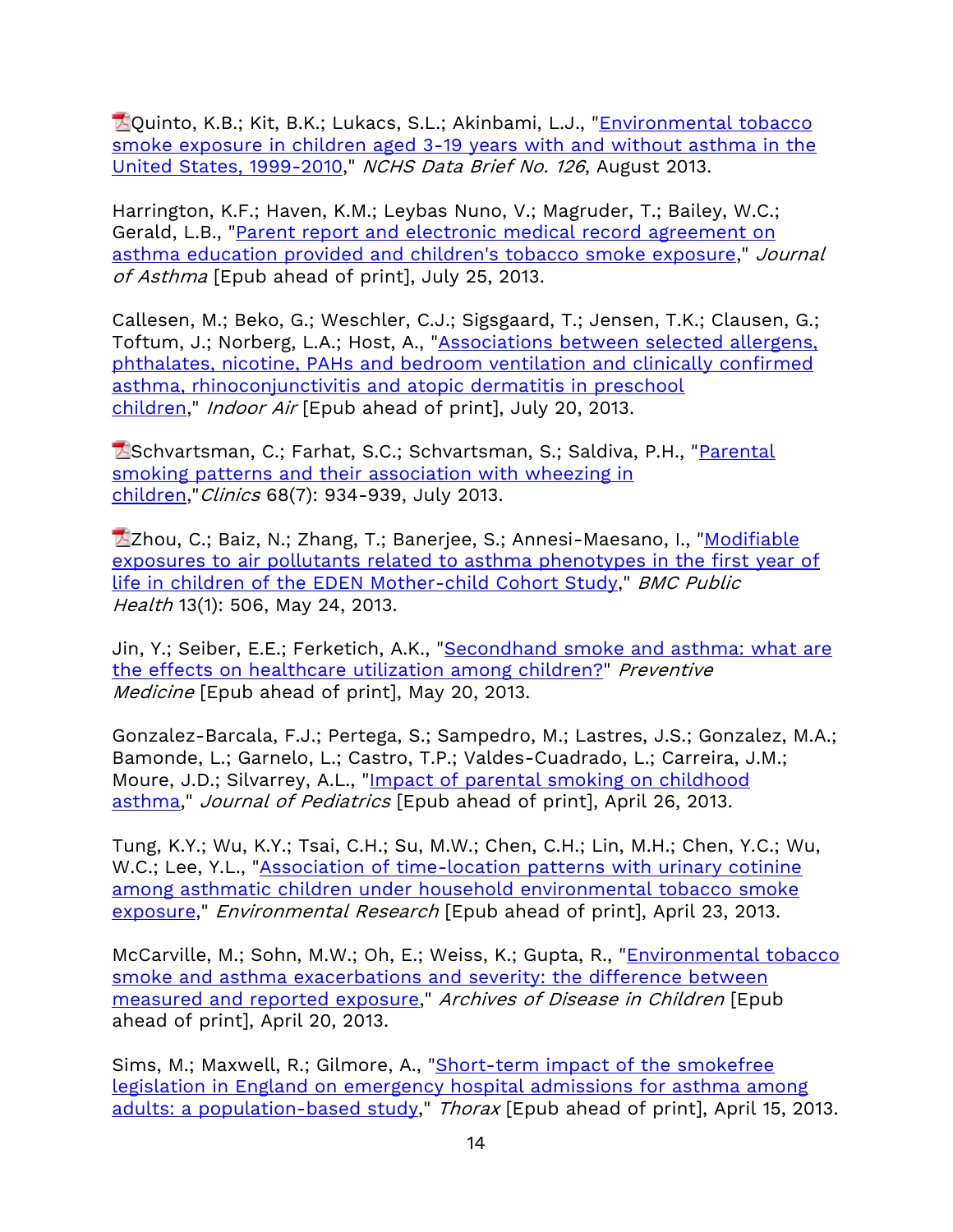Quinto, K.B.; Kit, B.K.; Lukacs, S.L.; Akinbami, L.J., "Environmental tobacco smoke exposure in children aged 3-19 years with and without asthma in the United States, 1999-2010," *NCHS Data Brief No. 126*, August 2013.

Harrington, K.F.; Haven, K.M.; Leybas Nuno, V.; Magruder, T.; Bailey, W.C.; Gerald, L.B., "Parent report and electronic medical record agreement on asthma education provided and children's tobacco smoke exposure," *Journal of Asthma* [Epub ahead of print], July 25, 2013.

Callesen, M.; Beko, G.; Weschler, C.J.; Sigsgaard, T.; Jensen, T.K.; Clausen, G.; Toftum, J.; Norberg, L.A.; Host, A., "Associations between selected allergens, phthalates, nicotine, PAHs and bedroom ventilation and clinically confirmed asthma, rhinoconjunctivitis and atopic dermatitis in preschool children," *Indoor Air* [Epub ahead of print], July 20, 2013.

Schvartsman, C.; Farhat, S.C.; Schvartsman, S.; Saldiva, P.H., "Parental smoking patterns and their association with wheezing in children,"*Clinics* 68(7): 934-939, July 2013.

Zhou, C.; Baiz, N.; Zhang, T.; Banerjee, S.; Annesi-Maesano, I., "Modifiable exposures to air pollutants related to asthma phenotypes in the first year of life in children of the EDEN Mother-child Cohort Study," *BMC Public Health* 13(1): 506, May 24, 2013.

Jin, Y.; Seiber, E.E.; Ferketich, A.K., "Secondhand smoke and asthma: what are the effects on healthcare utilization among children?" *Preventive Medicine* [Epub ahead of print], May 20, 2013.

Gonzalez-Barcala, F.J.; Pertega, S.; Sampedro, M.; Lastres, J.S.; Gonzalez, M.A.; Bamonde, L.; Garnelo, L.; Castro, T.P.; Valdes-Cuadrado, L.; Carreira, J.M.; Moure, J.D.; Silvarrey, A.L., "Impact of parental smoking on childhood asthma," *Journal of Pediatrics* [Epub ahead of print], April 26, 2013.

Tung, K.Y.; Wu, K.Y.; Tsai, C.H.; Su, M.W.; Chen, C.H.; Lin, M.H.; Chen, Y.C.; Wu, W.C.; Lee, Y.L., "Association of time-location patterns with urinary cotinine among asthmatic children under household environmental tobacco smoke exposure," *Environmental Research* [Epub ahead of print], April 23, 2013.

McCarville, M.; Sohn, M.W.; Oh, E.; Weiss, K.; Gupta, R., "Environmental tobacco smoke and asthma exacerbations and severity: the difference between measured and reported exposure," *Archives of Disease in Children* [Epub ahead of print], April 20, 2013.

Sims, M.; Maxwell, R.; Gilmore, A., "Short-term impact of the smokefree legislation in England on emergency hospital admissions for asthma among adults: a population-based study," *Thorax* [Epub ahead of print], April 15, 2013.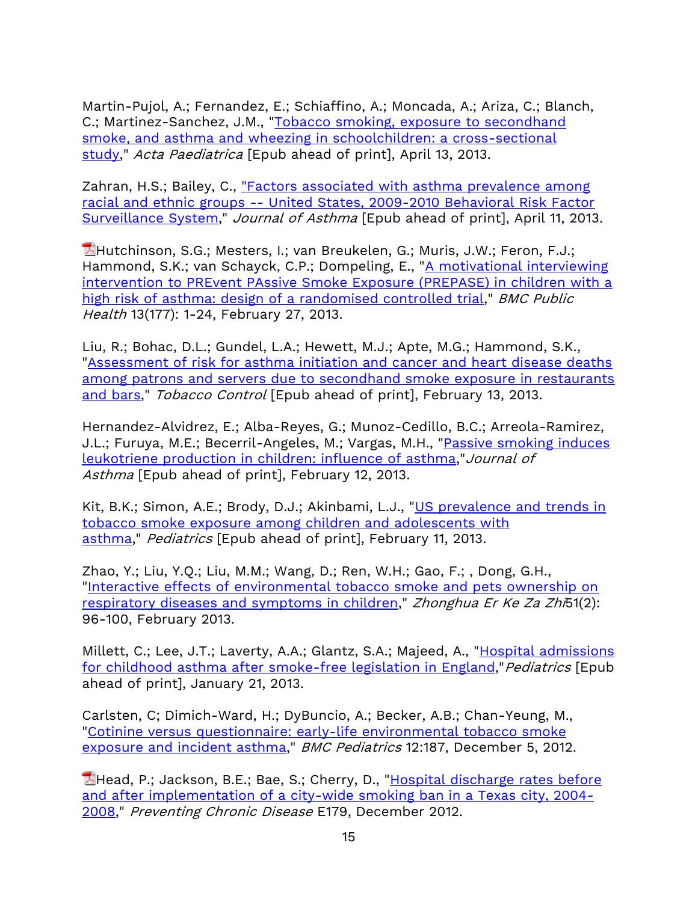Martin-Pujol, A.; Fernandez, E.; Schiaffino, A.; Moncada, A.; Ariza, C.; Blanch, C.; Martinez-Sanchez, J.M., "Tobacco smoking, exposure to secondhand smoke, and asthma and wheezing in schoolchildren: a cross-sectional study," *Acta Paediatrica* [Epub ahead of print], April 13, 2013.

Zahran, H.S.; Bailey, C., "Factors associated with asthma prevalence among racial and ethnic groups -- United States, 2009-2010 Behavioral Risk Factor Surveillance System," *Journal of Asthma* [Epub ahead of print], April 11, 2013.

Hutchinson, S.G.; Mesters, I.; van Breukelen, G.; Muris, J.W.; Feron, F.J.; Hammond, S.K.; van Schayck, C.P.; Dompeling, E., "A motivational interviewing intervention to PREvent PAssive Smoke Exposure (PREPASE) in children with a high risk of asthma: design of a randomised controlled trial," *BMC Public Health* 13(177): 1-24, February 27, 2013.

Liu, R.; Bohac, D.L.; Gundel, L.A.; Hewett, M.J.; Apte, M.G.; Hammond, S.K., "Assessment of risk for asthma initiation and cancer and heart disease deaths among patrons and servers due to secondhand smoke exposure in restaurants and bars," *Tobacco Control* [Epub ahead of print], February 13, 2013.

Hernandez-Alvidrez, E.; Alba-Reyes, G.; Munoz-Cedillo, B.C.; Arreola-Ramirez, J.L.; Furuya, M.E.; Becerril-Angeles, M.; Vargas, M.H., "Passive smoking induces leukotriene production in children: influence of asthma,"*Journal of Asthma* [Epub ahead of print], February 12, 2013.

Kit, B.K.; Simon, A.E.; Brody, D.J.; Akinbami, L.J., "US prevalence and trends in tobacco smoke exposure among children and adolescents with asthma," *Pediatrics* [Epub ahead of print], February 11, 2013.

Zhao, Y.; Liu, Y.Q.; Liu, M.M.; Wang, D.; Ren, W.H.; Gao, F.; , Dong, G.H., "Interactive effects of environmental tobacco smoke and pets ownership on respiratory diseases and symptoms in children," *Zhonghua Er Ke Za Zhi*51(2): 96-100, February 2013.

Millett, C.; Lee, J.T.; Laverty, A.A.; Glantz, S.A.; Majeed, A., "Hospital admissions for childhood asthma after smoke-free legislation in England,"*Pediatrics* [Epub ahead of print], January 21, 2013.

Carlsten, C; Dimich-Ward, H.; DyBuncio, A.; Becker, A.B.; Chan-Yeung, M., "Cotinine versus questionnaire: early-life environmental tobacco smoke exposure and incident asthma," *BMC Pediatrics* 12:187, December 5, 2012.

Head, P.; Jackson, B.E.; Bae, S.; Cherry, D., "Hospital discharge rates before and after implementation of a city-wide smoking ban in a Texas city, 2004-2008," *Preventing Chronic Disease* E179, December 2012.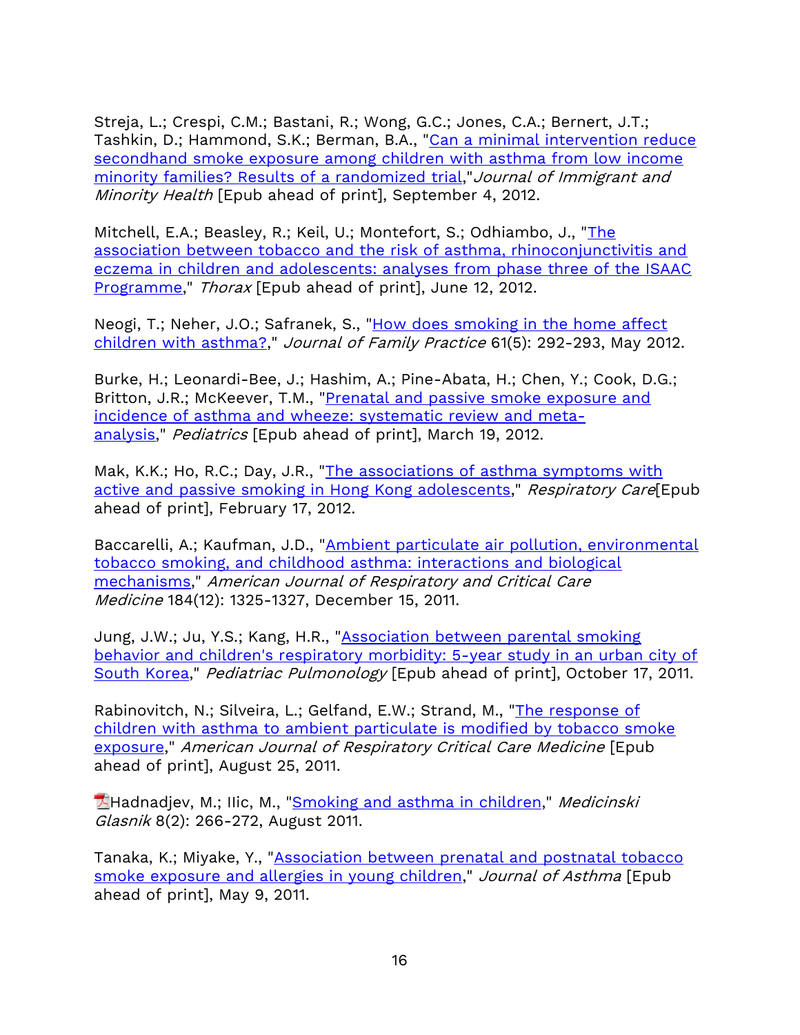Streja, L.; Crespi, C.M.; Bastani, R.; Wong, G.C.; Jones, C.A.; Bernert, J.T.; Tashkin, D.; Hammond, S.K.; Berman, B.A., "Can a minimal intervention reduce secondhand smoke exposure among children with asthma from low income minority families? Results of a randomized trial," *Journal of Immigrant and Minority Health* [Epub ahead of print], September 4, 2012.

Mitchell, E.A.; Beasley, R.; Keil, U.; Montefort, S.; Odhiambo, J., "The association between tobacco and the risk of asthma, rhinoconjunctivitis and eczema in children and adolescents: analyses from phase three of the ISAAC Programme," *Thorax* [Epub ahead of print], June 12, 2012.

Neogi, T.; Neher, J.O.; Safranek, S., "How does smoking in the home affect children with asthma?," *Journal of Family Practice* 61(5): 292-293, May 2012.

Burke, H.; Leonardi-Bee, J.; Hashim, A.; Pine-Abata, H.; Chen, Y.; Cook, D.G.; Britton, J.R.; McKeever, T.M., "Prenatal and passive smoke exposure and incidence of asthma and wheeze: systematic review and meta-analysis," *Pediatrics* [Epub ahead of print], March 19, 2012.

Mak, K.K.; Ho, R.C.; Day, J.R., "The associations of asthma symptoms with active and passive smoking in Hong Kong adolescents," *Respiratory Care*[Epub ahead of print], February 17, 2012.

Baccarelli, A.; Kaufman, J.D., "Ambient particulate air pollution, environmental tobacco smoking, and childhood asthma: interactions and biological mechanisms," *American Journal of Respiratory and Critical Care Medicine* 184(12): 1325-1327, December 15, 2011.

Jung, J.W.; Ju, Y.S.; Kang, H.R., "Association between parental smoking behavior and children's respiratory morbidity: 5-year study in an urban city of South Korea," *Pediatriac Pulmonology* [Epub ahead of print], October 17, 2011.

Rabinovitch, N.; Silveira, L.; Gelfand, E.W.; Strand, M., "The response of children with asthma to ambient particulate is modified by tobacco smoke exposure," *American Journal of Respiratory Critical Care Medicine* [Epub ahead of print], August 25, 2011.

Hadnadjev, M.; Ilic, M., "Smoking and asthma in children," *Medicinski Glasnik* 8(2): 266-272, August 2011.

Tanaka, K.; Miyake, Y., "Association between prenatal and postnatal tobacco smoke exposure and allergies in young children," *Journal of Asthma* [Epub ahead of print], May 9, 2011.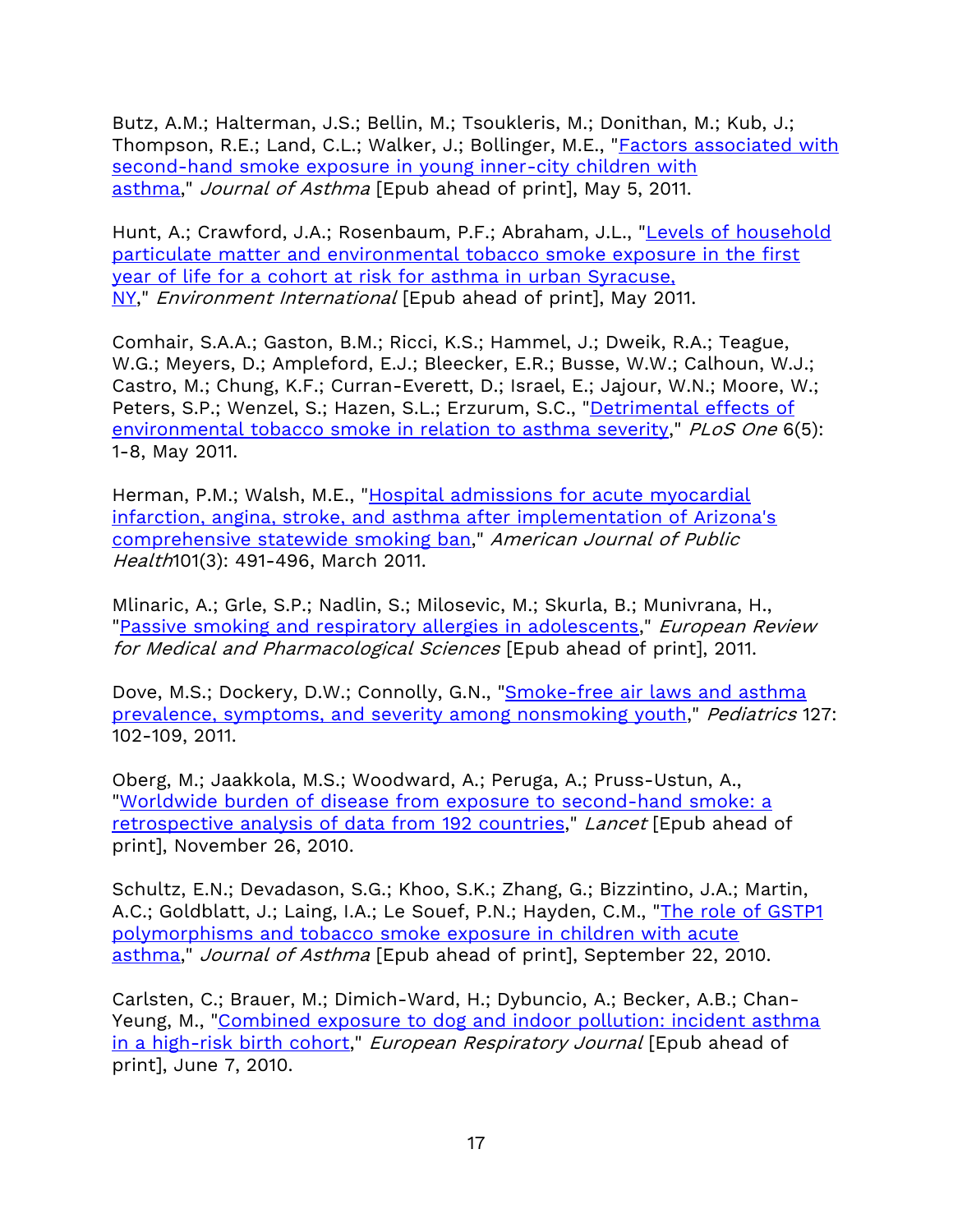Butz, A.M.; Halterman, J.S.; Bellin, M.; Tsoukleris, M.; Donithan, M.; Kub, J.; Thompson, R.E.; Land, C.L.; Walker, J.; Bollinger, M.E., "Factors associated with second-hand smoke exposure in young inner-city children with asthma," *Journal of Asthma* [Epub ahead of print], May 5, 2011.

Hunt, A.; Crawford, J.A.; Rosenbaum, P.F.; Abraham, J.L., "Levels of household particulate matter and environmental tobacco smoke exposure in the first year of life for a cohort at risk for asthma in urban Syracuse, NY," *Environment International* [Epub ahead of print], May 2011.

Comhair, S.A.A.; Gaston, B.M.; Ricci, K.S.; Hammel, J.; Dweik, R.A.; Teague, W.G.; Meyers, D.; Ampleford, E.J.; Bleecker, E.R.; Busse, W.W.; Calhoun, W.J.; Castro, M.; Chung, K.F.; Curran-Everett, D.; Israel, E.; Jajour, W.N.; Moore, W.; Peters, S.P.; Wenzel, S.; Hazen, S.L.; Erzurum, S.C., "Detrimental effects of environmental tobacco smoke in relation to asthma severity," *PLoS One* 6(5): 1-8, May 2011.

Herman, P.M.; Walsh, M.E., "Hospital admissions for acute myocardial infarction, angina, stroke, and asthma after implementation of Arizona's comprehensive statewide smoking ban," *American Journal of Public Health*101(3): 491-496, March 2011.

Mlinaric, A.; Grle, S.P.; Nadlin, S.; Milosevic, M.; Skurla, B.; Munivrana, H., "Passive smoking and respiratory allergies in adolescents," *European Review for Medical and Pharmacological Sciences* [Epub ahead of print], 2011.

Dove, M.S.; Dockery, D.W.; Connolly, G.N., "Smoke-free air laws and asthma prevalence, symptoms, and severity among nonsmoking youth," *Pediatrics* 127: 102-109, 2011.

Oberg, M.; Jaakkola, M.S.; Woodward, A.; Peruga, A.; Pruss-Ustun, A., "Worldwide burden of disease from exposure to second-hand smoke: a retrospective analysis of data from 192 countries," *Lancet* [Epub ahead of print], November 26, 2010.

Schultz, E.N.; Devadason, S.G.; Khoo, S.K.; Zhang, G.; Bizzintino, J.A.; Martin, A.C.; Goldblatt, J.; Laing, I.A.; Le Souef, P.N.; Hayden, C.M., "The role of GSTP1 polymorphisms and tobacco smoke exposure in children with acute asthma," *Journal of Asthma* [Epub ahead of print], September 22, 2010.

Carlsten, C.; Brauer, M.; Dimich-Ward, H.; Dybuncio, A.; Becker, A.B.; Chan-Yeung, M., "Combined exposure to dog and indoor pollution: incident asthma in a high-risk birth cohort," *European Respiratory Journal* [Epub ahead of print], June 7, 2010.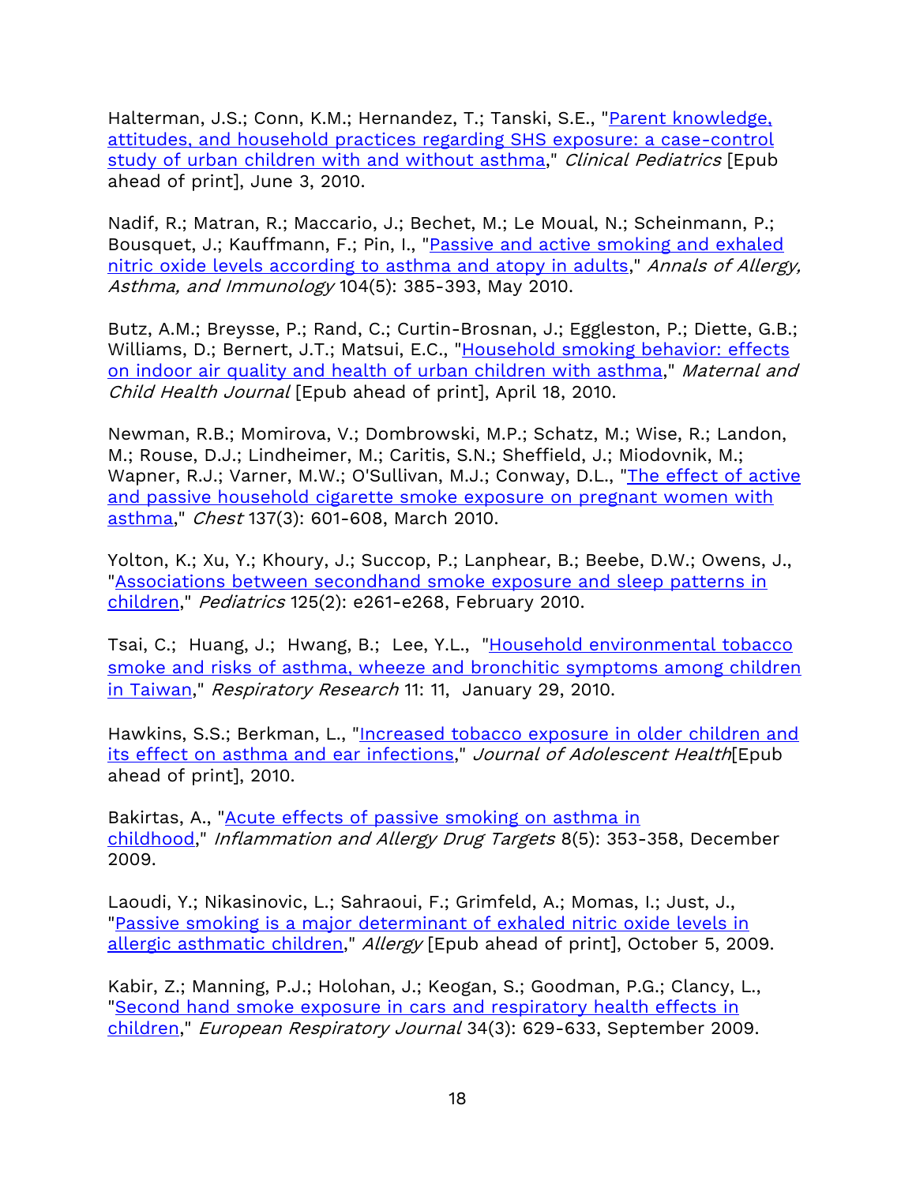Halterman, J.S.; Conn, K.M.; Hernandez, T.; Tanski, S.E., "Parent knowledge, attitudes, and household practices regarding SHS exposure: a case-control study of urban children with and without asthma," *Clinical Pediatrics* [Epub ahead of print], June 3, 2010.

Nadif, R.; Matran, R.; Maccario, J.; Bechet, M.; Le Moual, N.; Scheinmann, P.; Bousquet, J.; Kauffmann, F.; Pin, I., "Passive and active smoking and exhaled nitric oxide levels according to asthma and atopy in adults," *Annals of Allergy, Asthma, and Immunology* 104(5): 385-393, May 2010.

Butz, A.M.; Breysse, P.; Rand, C.; Curtin-Brosnan, J.; Eggleston, P.; Diette, G.B.; Williams, D.; Bernert, J.T.; Matsui, E.C., "Household smoking behavior: effects on indoor air quality and health of urban children with asthma," *Maternal and Child Health Journal* [Epub ahead of print], April 18, 2010.

Newman, R.B.; Momirova, V.; Dombrowski, M.P.; Schatz, M.; Wise, R.; Landon, M.; Rouse, D.J.; Lindheimer, M.; Caritis, S.N.; Sheffield, J.; Miodovnik, M.; Wapner, R.J.; Varner, M.W.; O'Sullivan, M.J.; Conway, D.L., "The effect of active and passive household cigarette smoke exposure on pregnant women with asthma," *Chest* 137(3): 601-608, March 2010.

Yolton, K.; Xu, Y.; Khoury, J.; Succop, P.; Lanphear, B.; Beebe, D.W.; Owens, J., "Associations between secondhand smoke exposure and sleep patterns in children," *Pediatrics* 125(2): e261-e268, February 2010.

Tsai, C.; Huang, J.; Hwang, B.; Lee, Y.L., "Household environmental tobacco smoke and risks of asthma, wheeze and bronchitic symptoms among children in Taiwan," *Respiratory Research* 11: 11, January 29, 2010.

Hawkins, S.S.; Berkman, L., "Increased tobacco exposure in older children and its effect on asthma and ear infections," *Journal of Adolescent Health*[Epub ahead of print], 2010.

Bakirtas, A., "Acute effects of passive smoking on asthma in childhood," *Inflammation and Allergy Drug Targets* 8(5): 353-358, December 2009.

Laoudi, Y.; Nikasinovic, L.; Sahraoui, F.; Grimfeld, A.; Momas, I.; Just, J., "Passive smoking is a major determinant of exhaled nitric oxide levels in allergic asthmatic children," *Allergy* [Epub ahead of print], October 5, 2009.

Kabir, Z.; Manning, P.J.; Holohan, J.; Keogan, S.; Goodman, P.G.; Clancy, L., "Second hand smoke exposure in cars and respiratory health effects in children," *European Respiratory Journal* 34(3): 629-633, September 2009.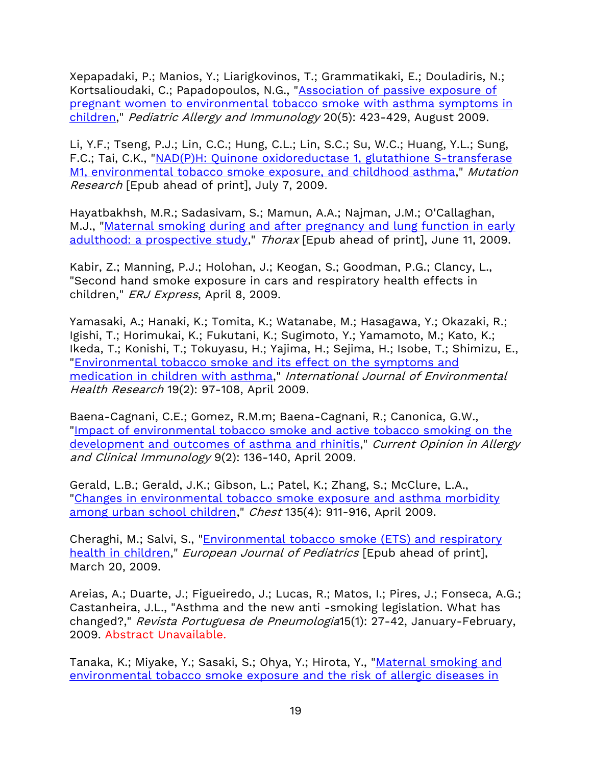Xepapadaki, P.; Manios, Y.; Liarigkovinos, T.; Grammatikaki, E.; Douladiris, N.; Kortsalioudaki, C.; Papadopoulos, N.G., "[Association of passive exposure of pregnant women to environmental tobacco smoke with asthma symptoms in children](#)," *Pediatric Allergy and Immunology* 20(5): 423-429, August 2009.

Li, Y.F.; Tseng, P.J.; Lin, C.C.; Hung, C.L.; Lin, S.C.; Su, W.C.; Huang, Y.L.; Sung, F.C.; Tai, C.K., "[NAD(P)H: Quinone oxidoreductase 1, glutathione S-transferase M1, environmental tobacco smoke exposure, and childhood asthma](#)," *Mutation Research* [Epub ahead of print], July 7, 2009.

Hayatbakhsh, M.R.; Sadasivam, S.; Mamun, A.A.; Najman, J.M.; O'Callaghan, M.J., "[Maternal smoking during and after pregnancy and lung function in early adulthood: a prospective study](#)," *Thorax* [Epub ahead of print], June 11, 2009.

Kabir, Z.; Manning, P.J.; Holohan, J.; Keogan, S.; Goodman, P.G.; Clancy, L., "Second hand smoke exposure in cars and respiratory health effects in children," *ERJ Express*, April 8, 2009.

Yamasaki, A.; Hanaki, K.; Tomita, K.; Watanabe, M.; Hasagawa, Y.; Okazaki, R.; Igishi, T.; Horimukai, K.; Fukutani, K.; Sugimoto, Y.; Yamamoto, M.; Kato, K.; Ikeda, T.; Konishi, T.; Tokuyasu, H.; Yajima, H.; Sejima, H.; Isobe, T.; Shimizu, E., "[Environmental tobacco smoke and its effect on the symptoms and medication in children with asthma](#)," *International Journal of Environmental Health Research* 19(2): 97-108, April 2009.

Baena-Cagnani, C.E.; Gomez, R.M.m; Baena-Cagnani, R.; Canonica, G.W., "[Impact of environmental tobacco smoke and active tobacco smoking on the development and outcomes of asthma and rhinitis](#)," *Current Opinion in Allergy and Clinical Immunology* 9(2): 136-140, April 2009.

Gerald, L.B.; Gerald, J.K.; Gibson, L.; Patel, K.; Zhang, S.; McClure, L.A., "[Changes in environmental tobacco smoke exposure and asthma morbidity among urban school children](#)," *Chest* 135(4): 911-916, April 2009.

Cheraghi, M.; Salvi, S., "[Environmental tobacco smoke (ETS) and respiratory health in children](#)," *European Journal of Pediatrics* [Epub ahead of print], March 20, 2009.

Areias, A.; Duarte, J.; Figueiredo, J.; Lucas, R.; Matos, I.; Pires, J.; Fonseca, A.G.; Castanheira, J.L., "Asthma and the new anti -smoking legislation. What has changed?," *Revista Portuguesa de Pneumologia*15(1): 27-42, January-February, 2009. Abstract Unavailable.

Tanaka, K.; Miyake, Y.; Sasaki, S.; Ohya, Y.; Hirota, Y., "[Maternal smoking and environmental tobacco smoke exposure and the risk of allergic diseases in](#)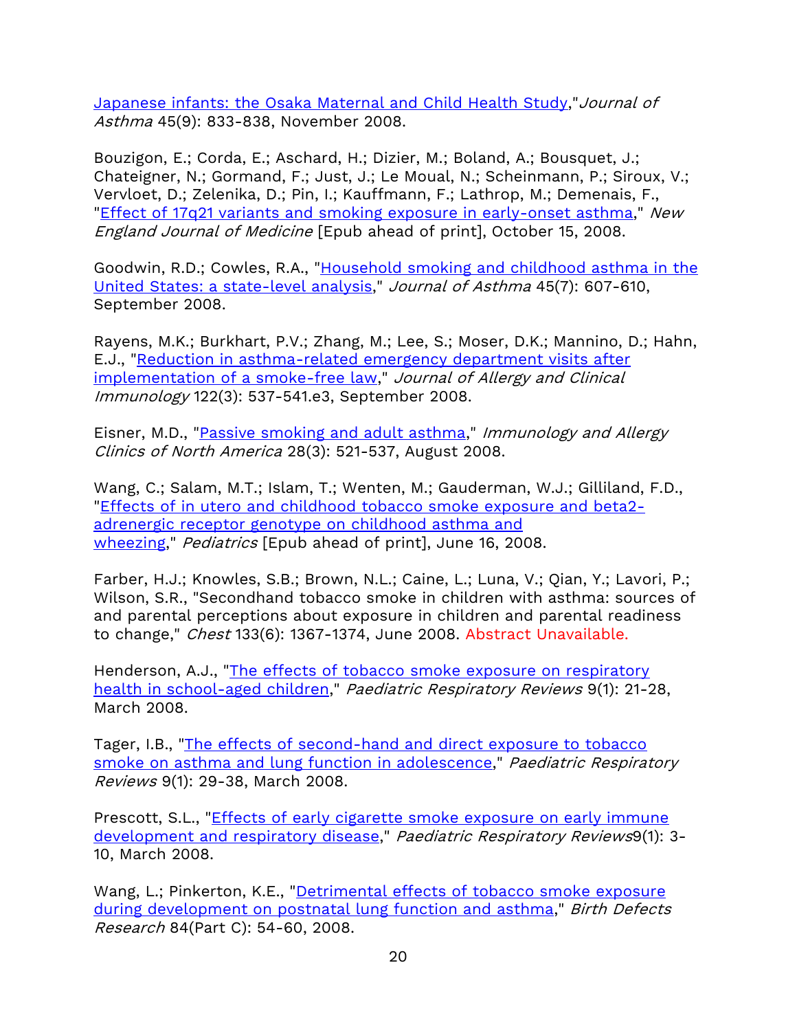Japanese infants: the Osaka Maternal and Child Health Study," *Journal of Asthma* 45(9): 833-838, November 2008.

Bouzigon, E.; Corda, E.; Aschard, H.; Dizier, M.; Boland, A.; Bousquet, J.; Chateigner, N.; Gormand, F.; Just, J.; Le Moual, N.; Scheinmann, P.; Siroux, V.; Vervloet, D.; Zelenika, D.; Pin, I.; Kauffmann, F.; Lathrop, M.; Demenais, F., "Effect of 17q21 variants and smoking exposure in early-onset asthma," *New England Journal of Medicine* [Epub ahead of print], October 15, 2008.

Goodwin, R.D.; Cowles, R.A., "Household smoking and childhood asthma in the United States: a state-level analysis," *Journal of Asthma* 45(7): 607-610, September 2008.

Rayens, M.K.; Burkhart, P.V.; Zhang, M.; Lee, S.; Moser, D.K.; Mannino, D.; Hahn, E.J., "Reduction in asthma-related emergency department visits after implementation of a smoke-free law," *Journal of Allergy and Clinical Immunology* 122(3): 537-541.e3, September 2008.

Eisner, M.D., "Passive smoking and adult asthma," *Immunology and Allergy Clinics of North America* 28(3): 521-537, August 2008.

Wang, C.; Salam, M.T.; Islam, T.; Wenten, M.; Gauderman, W.J.; Gilliland, F.D., "Effects of in utero and childhood tobacco smoke exposure and beta2-adrenergic receptor genotype on childhood asthma and wheezing," *Pediatrics* [Epub ahead of print], June 16, 2008.

Farber, H.J.; Knowles, S.B.; Brown, N.L.; Caine, L.; Luna, V.; Qian, Y.; Lavori, P.; Wilson, S.R., "Secondhand tobacco smoke in children with asthma: sources of and parental perceptions about exposure in children and parental readiness to change," *Chest* 133(6): 1367-1374, June 2008. Abstract Unavailable.

Henderson, A.J., "The effects of tobacco smoke exposure on respiratory health in school-aged children," *Paediatric Respiratory Reviews* 9(1): 21-28, March 2008.

Tager, I.B., "The effects of second-hand and direct exposure to tobacco smoke on asthma and lung function in adolescence," *Paediatric Respiratory Reviews* 9(1): 29-38, March 2008.

Prescott, S.L., "Effects of early cigarette smoke exposure on early immune development and respiratory disease," *Paediatric Respiratory Reviews* 9(1): 3-10, March 2008.

Wang, L.; Pinkerton, K.E., "Detrimental effects of tobacco smoke exposure during development on postnatal lung function and asthma," *Birth Defects Research* 84(Part C): 54-60, 2008.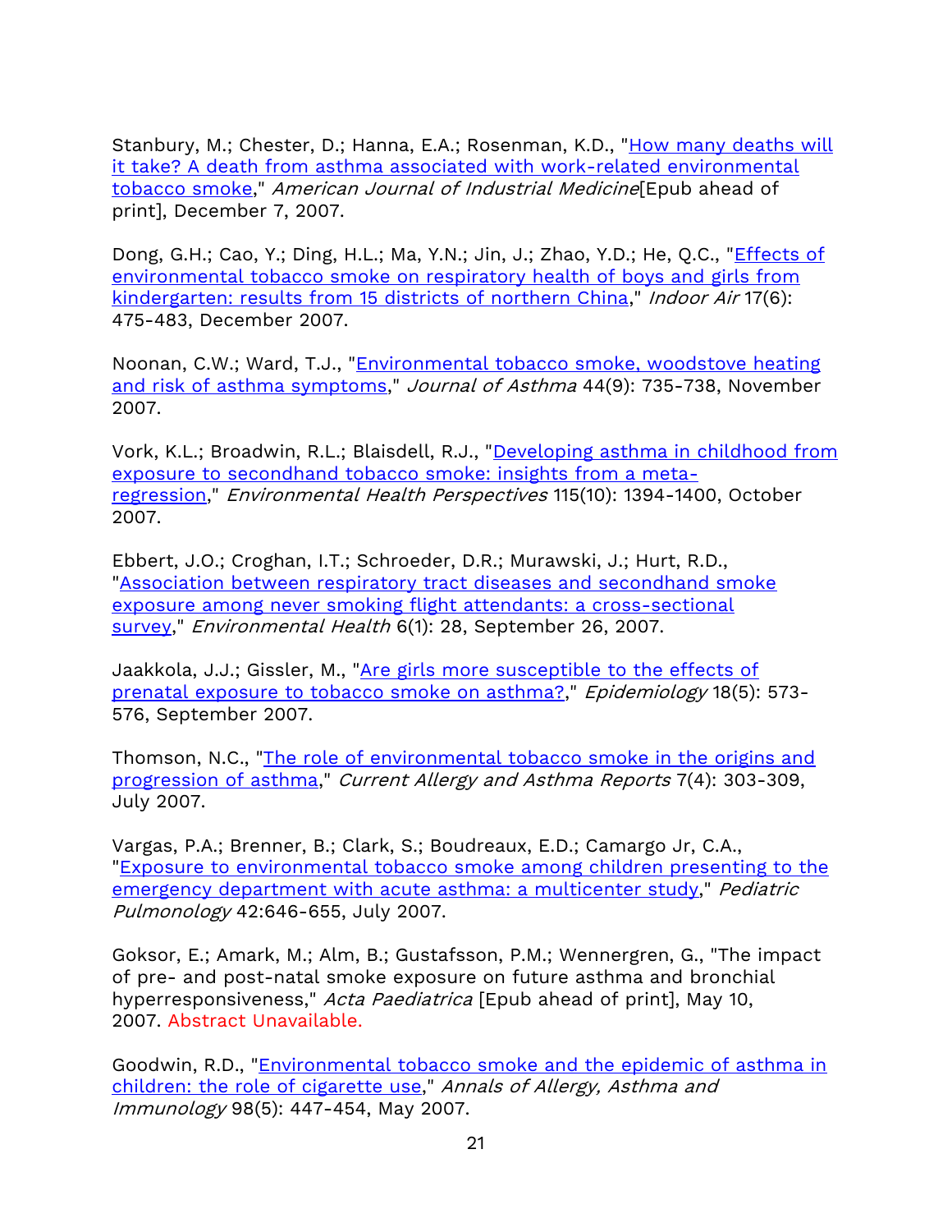Stanbury, M.; Chester, D.; Hanna, E.A.; Rosenman, K.D., "How many deaths will it take? A death from asthma associated with work-related environmental tobacco smoke," *American Journal of Industrial Medicine*[Epub ahead of print], December 7, 2007.

Dong, G.H.; Cao, Y.; Ding, H.L.; Ma, Y.N.; Jin, J.; Zhao, Y.D.; He, Q.C., "Effects of environmental tobacco smoke on respiratory health of boys and girls from kindergarten: results from 15 districts of northern China," *Indoor Air* 17(6): 475-483, December 2007.

Noonan, C.W.; Ward, T.J., "Environmental tobacco smoke, woodstove heating and risk of asthma symptoms," *Journal of Asthma* 44(9): 735-738, November 2007.

Vork, K.L.; Broadwin, R.L.; Blaisdell, R.J., "Developing asthma in childhood from exposure to secondhand tobacco smoke: insights from a meta-regression," *Environmental Health Perspectives* 115(10): 1394-1400, October 2007.

Ebbert, J.O.; Croghan, I.T.; Schroeder, D.R.; Murawski, J.; Hurt, R.D., "Association between respiratory tract diseases and secondhand smoke exposure among never smoking flight attendants: a cross-sectional survey," *Environmental Health* 6(1): 28, September 26, 2007.

Jaakkola, J.J.; Gissler, M., "Are girls more susceptible to the effects of prenatal exposure to tobacco smoke on asthma?," *Epidemiology* 18(5): 573-576, September 2007.

Thomson, N.C., "The role of environmental tobacco smoke in the origins and progression of asthma," *Current Allergy and Asthma Reports* 7(4): 303-309, July 2007.

Vargas, P.A.; Brenner, B.; Clark, S.; Boudreaux, E.D.; Camargo Jr, C.A., "Exposure to environmental tobacco smoke among children presenting to the emergency department with acute asthma: a multicenter study," *Pediatric Pulmonology* 42:646-655, July 2007.

Goksor, E.; Amark, M.; Alm, B.; Gustafsson, P.M.; Wennergren, G., "The impact of pre- and post-natal smoke exposure on future asthma and bronchial hyperresponsiveness," *Acta Paediatrica* [Epub ahead of print], May 10, 2007. Abstract Unavailable.

Goodwin, R.D., "Environmental tobacco smoke and the epidemic of asthma in children: the role of cigarette use," *Annals of Allergy, Asthma and Immunology* 98(5): 447-454, May 2007.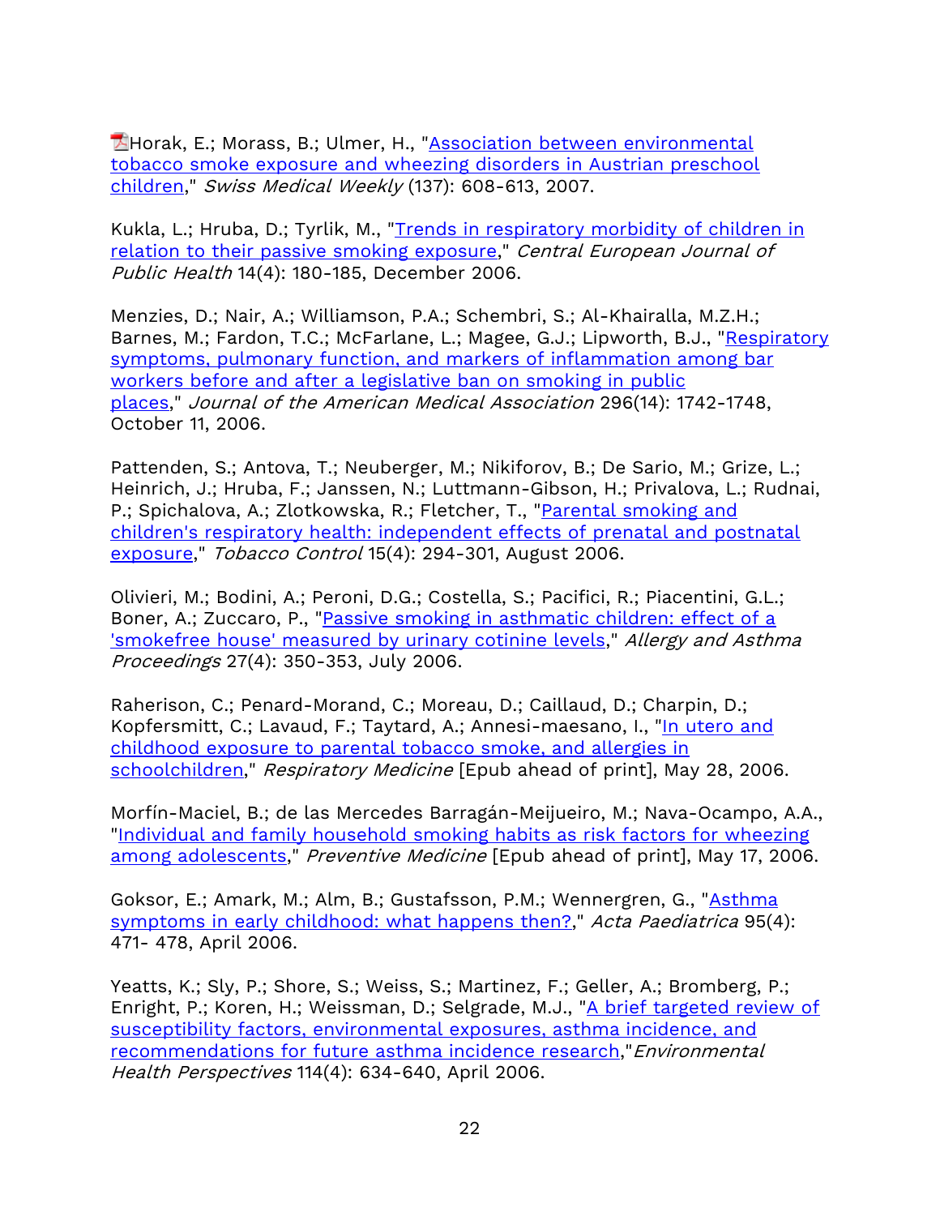Horak, E.; Morass, B.; Ulmer, H., "Association between environmental tobacco smoke exposure and wheezing disorders in Austrian preschool children," *Swiss Medical Weekly* (137): 608-613, 2007.

Kukla, L.; Hruba, D.; Tyrlik, M., "Trends in respiratory morbidity of children in relation to their passive smoking exposure," *Central European Journal of Public Health* 14(4): 180-185, December 2006.

Menzies, D.; Nair, A.; Williamson, P.A.; Schembri, S.; Al-Khairalla, M.Z.H.; Barnes, M.; Fardon, T.C.; McFarlane, L.; Magee, G.J.; Lipworth, B.J., "Respiratory symptoms, pulmonary function, and markers of inflammation among bar workers before and after a legislative ban on smoking in public places," *Journal of the American Medical Association* 296(14): 1742-1748, October 11, 2006.

Pattenden, S.; Antova, T.; Neuberger, M.; Nikiforov, B.; De Sario, M.; Grize, L.; Heinrich, J.; Hruba, F.; Janssen, N.; Luttmann-Gibson, H.; Privalova, L.; Rudnai, P.; Spichalova, A.; Zlotkowska, R.; Fletcher, T., "Parental smoking and children's respiratory health: independent effects of prenatal and postnatal exposure," *Tobacco Control* 15(4): 294-301, August 2006.

Olivieri, M.; Bodini, A.; Peroni, D.G.; Costella, S.; Pacifici, R.; Piacentini, G.L.; Boner, A.; Zuccaro, P., "Passive smoking in asthmatic children: effect of a 'smokefree house' measured by urinary cotinine levels," *Allergy and Asthma Proceedings* 27(4): 350-353, July 2006.

Raherison, C.; Penard-Morand, C.; Moreau, D.; Caillaud, D.; Charpin, D.; Kopfersmitt, C.; Lavaud, F.; Taytard, A.; Annesi-maesano, I., "In utero and childhood exposure to parental tobacco smoke, and allergies in schoolchildren," *Respiratory Medicine* [Epub ahead of print], May 28, 2006.

Morfín-Maciel, B.; de las Mercedes Barragán-Meijueiro, M.; Nava-Ocampo, A.A., "Individual and family household smoking habits as risk factors for wheezing among adolescents," *Preventive Medicine* [Epub ahead of print], May 17, 2006.

Goksor, E.; Amark, M.; Alm, B.; Gustafsson, P.M.; Wennergren, G., "Asthma symptoms in early childhood: what happens then?," *Acta Paediatrica* 95(4): 471- 478, April 2006.

Yeatts, K.; Sly, P.; Shore, S.; Weiss, S.; Martinez, F.; Geller, A.; Bromberg, P.; Enright, P.; Koren, H.; Weissman, D.; Selgrade, M.J., "A brief targeted review of susceptibility factors, environmental exposures, asthma incidence, and recommendations for future asthma incidence research,"*Environmental Health Perspectives* 114(4): 634-640, April 2006.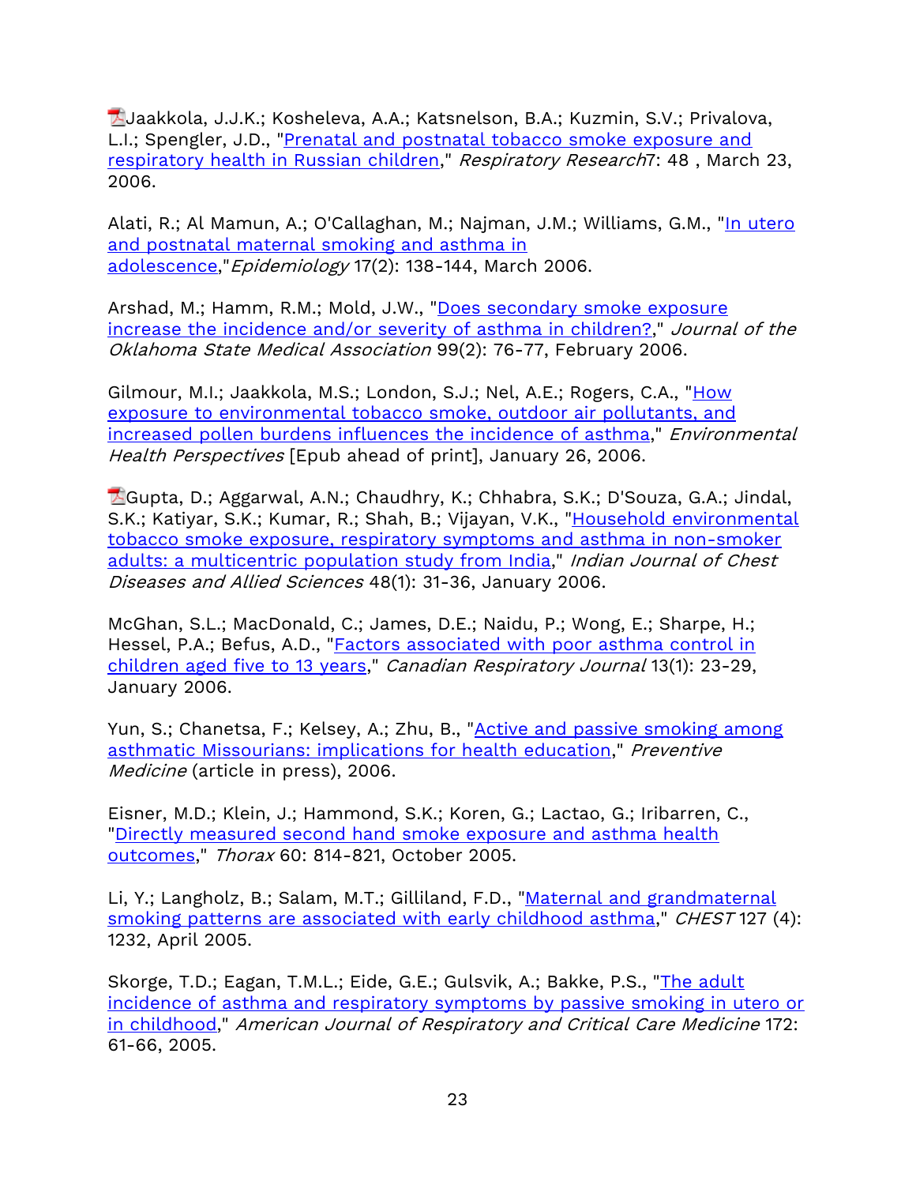Jaakkola, J.J.K.; Kosheleva, A.A.; Katsnelson, B.A.; Kuzmin, S.V.; Privalova, L.I.; Spengler, J.D., "Prenatal and postnatal tobacco smoke exposure and respiratory health in Russian children," *Respiratory Research* 7: 48 , March 23, 2006.

Alati, R.; Al Mamun, A.; O'Callaghan, M.; Najman, J.M.; Williams, G.M., "In utero and postnatal maternal smoking and asthma in adolescence,"*Epidemiology* 17(2): 138-144, March 2006.

Arshad, M.; Hamm, R.M.; Mold, J.W., "Does secondary smoke exposure increase the incidence and/or severity of asthma in children?," *Journal of the Oklahoma State Medical Association* 99(2): 76-77, February 2006.

Gilmour, M.I.; Jaakkola, M.S.; London, S.J.; Nel, A.E.; Rogers, C.A., "How exposure to environmental tobacco smoke, outdoor air pollutants, and increased pollen burdens influences the incidence of asthma," *Environmental Health Perspectives* [Epub ahead of print], January 26, 2006.

Gupta, D.; Aggarwal, A.N.; Chaudhry, K.; Chhabra, S.K.; D'Souza, G.A.; Jindal, S.K.; Katiyar, S.K.; Kumar, R.; Shah, B.; Vijayan, V.K., "Household environmental tobacco smoke exposure, respiratory symptoms and asthma in non-smoker adults: a multicentric population study from India," *Indian Journal of Chest Diseases and Allied Sciences* 48(1): 31-36, January 2006.

McGhan, S.L.; MacDonald, C.; James, D.E.; Naidu, P.; Wong, E.; Sharpe, H.; Hessel, P.A.; Befus, A.D., "Factors associated with poor asthma control in children aged five to 13 years," *Canadian Respiratory Journal* 13(1): 23-29, January 2006.

Yun, S.; Chanetsa, F.; Kelsey, A.; Zhu, B., "Active and passive smoking among asthmatic Missourians: implications for health education," *Preventive Medicine* (article in press), 2006.

Eisner, M.D.; Klein, J.; Hammond, S.K.; Koren, G.; Lactao, G.; Iribarren, C., "Directly measured second hand smoke exposure and asthma health outcomes," *Thorax* 60: 814-821, October 2005.

Li, Y.; Langholz, B.; Salam, M.T.; Gilliland, F.D., "Maternal and grandmaternal smoking patterns are associated with early childhood asthma," *CHEST* 127 (4): 1232, April 2005.

Skorge, T.D.; Eagan, T.M.L.; Eide, G.E.; Gulsvik, A.; Bakke, P.S., "The adult incidence of asthma and respiratory symptoms by passive smoking in utero or in childhood," *American Journal of Respiratory and Critical Care Medicine* 172: 61-66, 2005.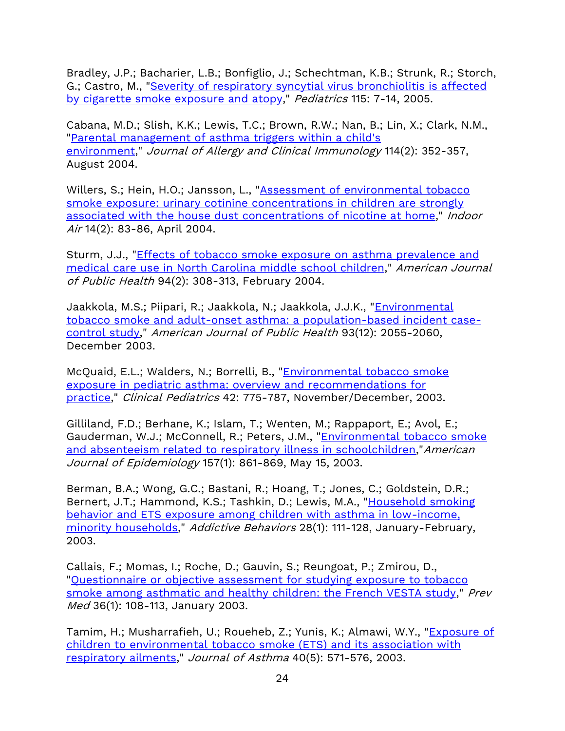Bradley, J.P.; Bacharier, L.B.; Bonfiglio, J.; Schechtman, K.B.; Strunk, R.; Storch, G.; Castro, M., "Severity of respiratory syncytial virus bronchiolitis is affected by cigarette smoke exposure and atopy," *Pediatrics* 115: 7-14, 2005.

Cabana, M.D.; Slish, K.K.; Lewis, T.C.; Brown, R.W.; Nan, B.; Lin, X.; Clark, N.M., "Parental management of asthma triggers within a child's environment," *Journal of Allergy and Clinical Immunology* 114(2): 352-357, August 2004.

Willers, S.; Hein, H.O.; Jansson, L., "Assessment of environmental tobacco smoke exposure: urinary cotinine concentrations in children are strongly associated with the house dust concentrations of nicotine at home," *Indoor Air* 14(2): 83-86, April 2004.

Sturm, J.J., "Effects of tobacco smoke exposure on asthma prevalence and medical care use in North Carolina middle school children," *American Journal of Public Health* 94(2): 308-313, February 2004.

Jaakkola, M.S.; Piipari, R.; Jaakkola, N.; Jaakkola, J.J.K., "Environmental tobacco smoke and adult-onset asthma: a population-based incident case-control study," *American Journal of Public Health* 93(12): 2055-2060, December 2003.

McQuaid, E.L.; Walders, N.; Borrelli, B., "Environmental tobacco smoke exposure in pediatric asthma: overview and recommendations for practice," *Clinical Pediatrics* 42: 775-787, November/December, 2003.

Gilliland, F.D.; Berhane, K.; Islam, T.; Wenten, M.; Rappaport, E.; Avol, E.; Gauderman, W.J.; McConnell, R.; Peters, J.M., "Environmental tobacco smoke and absenteeism related to respiratory illness in schoolchildren,"*American Journal of Epidemiology* 157(1): 861-869, May 15, 2003.

Berman, B.A.; Wong, G.C.; Bastani, R.; Hoang, T.; Jones, C.; Goldstein, D.R.; Bernert, J.T.; Hammond, K.S.; Tashkin, D.; Lewis, M.A., "Household smoking behavior and ETS exposure among children with asthma in low-income, minority households," *Addictive Behaviors* 28(1): 111-128, January-February, 2003.

Callais, F.; Momas, I.; Roche, D.; Gauvin, S.; Reungoat, P.; Zmirou, D., "Questionnaire or objective assessment for studying exposure to tobacco smoke among asthmatic and healthy children: the French VESTA study," *Prev Med* 36(1): 108-113, January 2003.

Tamim, H.; Musharrafieh, U.; Roueheb, Z.; Yunis, K.; Almawi, W.Y., "Exposure of children to environmental tobacco smoke (ETS) and its association with respiratory ailments," *Journal of Asthma* 40(5): 571-576, 2003.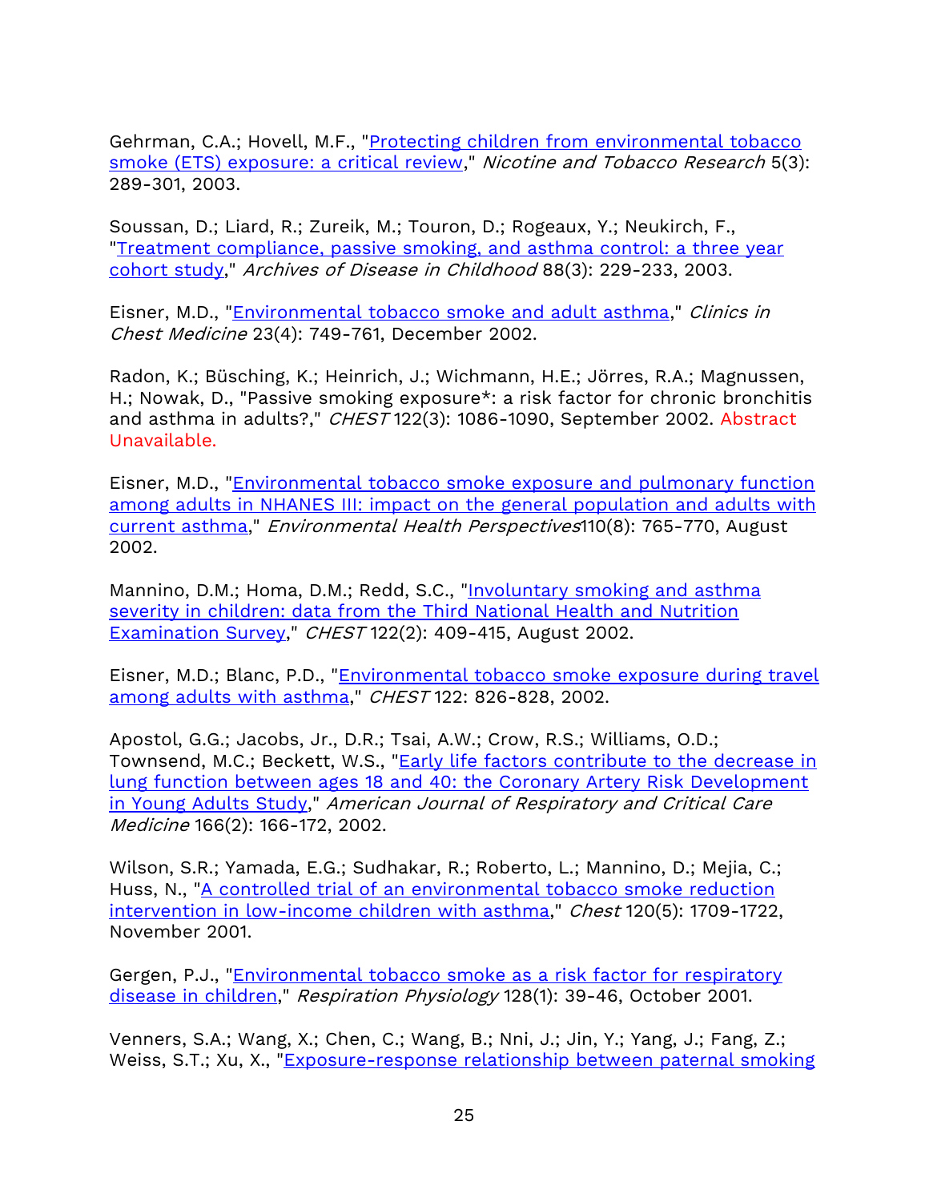Gehrman, C.A.; Hovell, M.F., "Protecting children from environmental tobacco smoke (ETS) exposure: a critical review," *Nicotine and Tobacco Research* 5(3): 289-301, 2003.

Soussan, D.; Liard, R.; Zureik, M.; Touron, D.; Rogeaux, Y.; Neukirch, F., "Treatment compliance, passive smoking, and asthma control: a three year cohort study," *Archives of Disease in Childhood* 88(3): 229-233, 2003.

Eisner, M.D., "Environmental tobacco smoke and adult asthma," *Clinics in Chest Medicine* 23(4): 749-761, December 2002.

Radon, K.; Büsching, K.; Heinrich, J.; Wichmann, H.E.; Jörres, R.A.; Magnussen, H.; Nowak, D., "Passive smoking exposure*: a risk factor for chronic bronchitis and asthma in adults?," *CHEST* 122(3): 1086-1090, September 2002. Abstract Unavailable.

Eisner, M.D., "Environmental tobacco smoke exposure and pulmonary function among adults in NHANES III: impact on the general population and adults with current asthma," *Environmental Health Perspectives*110(8): 765-770, August 2002.

Mannino, D.M.; Homa, D.M.; Redd, S.C., "Involuntary smoking and asthma severity in children: data from the Third National Health and Nutrition Examination Survey," *CHEST* 122(2): 409-415, August 2002.

Eisner, M.D.; Blanc, P.D., "Environmental tobacco smoke exposure during travel among adults with asthma," *CHEST* 122: 826-828, 2002.

Apostol, G.G.; Jacobs, Jr., D.R.; Tsai, A.W.; Crow, R.S.; Williams, O.D.; Townsend, M.C.; Beckett, W.S., "Early life factors contribute to the decrease in lung function between ages 18 and 40: the Coronary Artery Risk Development in Young Adults Study," *American Journal of Respiratory and Critical Care Medicine* 166(2): 166-172, 2002.

Wilson, S.R.; Yamada, E.G.; Sudhakar, R.; Roberto, L.; Mannino, D.; Mejia, C.; Huss, N., "A controlled trial of an environmental tobacco smoke reduction intervention in low-income children with asthma," *Chest* 120(5): 1709-1722, November 2001.

Gergen, P.J., "Environmental tobacco smoke as a risk factor for respiratory disease in children," *Respiration Physiology* 128(1): 39-46, October 2001.

Venners, S.A.; Wang, X.; Chen, C.; Wang, B.; Nni, J.; Jin, Y.; Yang, J.; Fang, Z.; Weiss, S.T.; Xu, X., "Exposure-response relationship between paternal smoking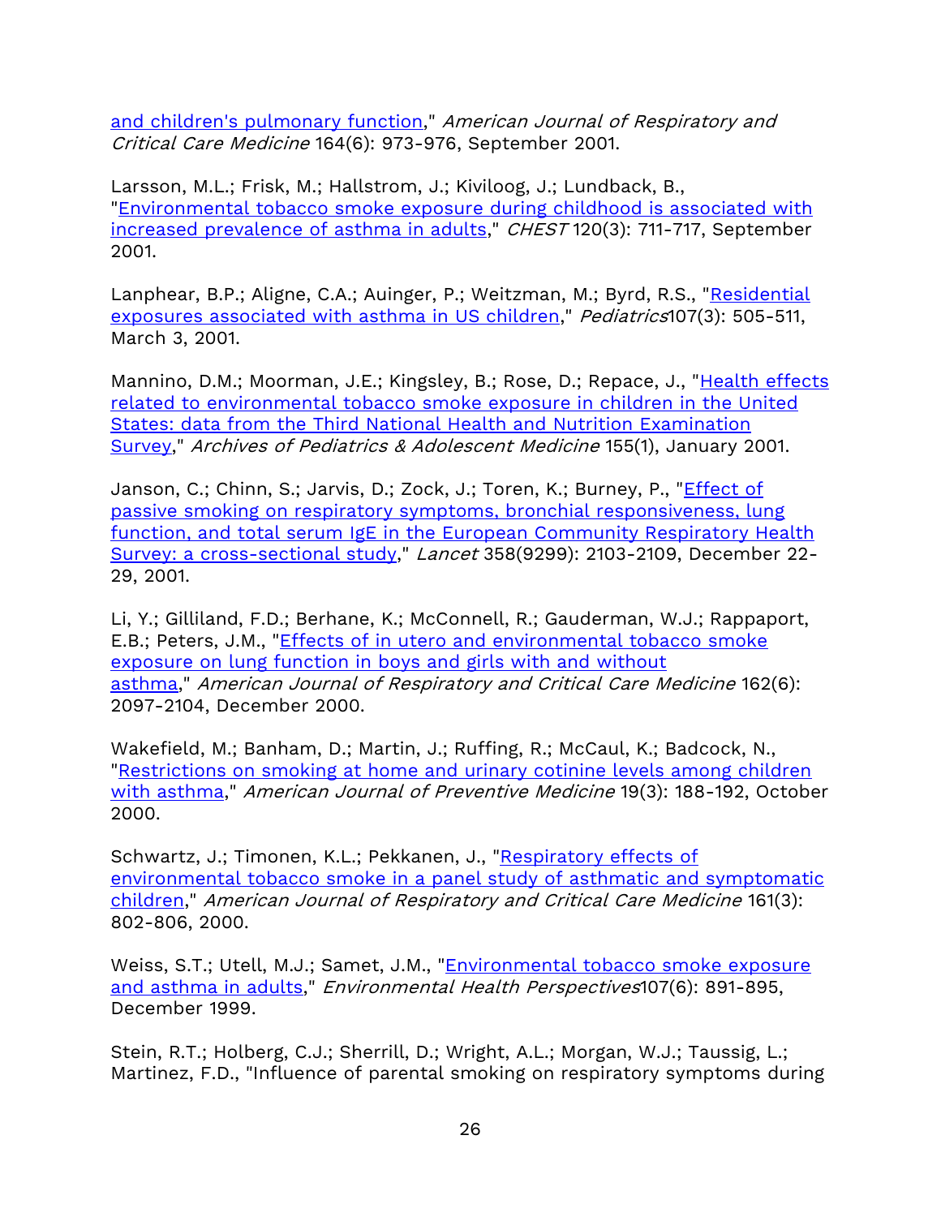and children's pulmonary function," *American Journal of Respiratory and Critical Care Medicine* 164(6): 973-976, September 2001.

Larsson, M.L.; Frisk, M.; Hallstrom, J.; Kiviloog, J.; Lundback, B., "Environmental tobacco smoke exposure during childhood is associated with increased prevalence of asthma in adults," *CHEST* 120(3): 711-717, September 2001.

Lanphear, B.P.; Aligne, C.A.; Auinger, P.; Weitzman, M.; Byrd, R.S., "Residential exposures associated with asthma in US children," *Pediatrics*107(3): 505-511, March 3, 2001.

Mannino, D.M.; Moorman, J.E.; Kingsley, B.; Rose, D.; Repace, J., "Health effects related to environmental tobacco smoke exposure in children in the United States: data from the Third National Health and Nutrition Examination Survey," *Archives of Pediatrics & Adolescent Medicine* 155(1), January 2001.

Janson, C.; Chinn, S.; Jarvis, D.; Zock, J.; Toren, K.; Burney, P., "Effect of passive smoking on respiratory symptoms, bronchial responsiveness, lung function, and total serum IgE in the European Community Respiratory Health Survey: a cross-sectional study," *Lancet* 358(9299): 2103-2109, December 22-29, 2001.

Li, Y.; Gilliland, F.D.; Berhane, K.; McConnell, R.; Gauderman, W.J.; Rappaport, E.B.; Peters, J.M., "Effects of in utero and environmental tobacco smoke exposure on lung function in boys and girls with and without asthma," *American Journal of Respiratory and Critical Care Medicine* 162(6): 2097-2104, December 2000.

Wakefield, M.; Banham, D.; Martin, J.; Ruffing, R.; McCaul, K.; Badcock, N., "Restrictions on smoking at home and urinary cotinine levels among children with asthma," *American Journal of Preventive Medicine* 19(3): 188-192, October 2000.

Schwartz, J.; Timonen, K.L.; Pekkanen, J., "Respiratory effects of environmental tobacco smoke in a panel study of asthmatic and symptomatic children," *American Journal of Respiratory and Critical Care Medicine* 161(3): 802-806, 2000.

Weiss, S.T.; Utell, M.J.; Samet, J.M., "Environmental tobacco smoke exposure and asthma in adults," *Environmental Health Perspectives*107(6): 891-895, December 1999.

Stein, R.T.; Holberg, C.J.; Sherrill, D.; Wright, A.L.; Morgan, W.J.; Taussig, L.; Martinez, F.D., "Influence of parental smoking on respiratory symptoms during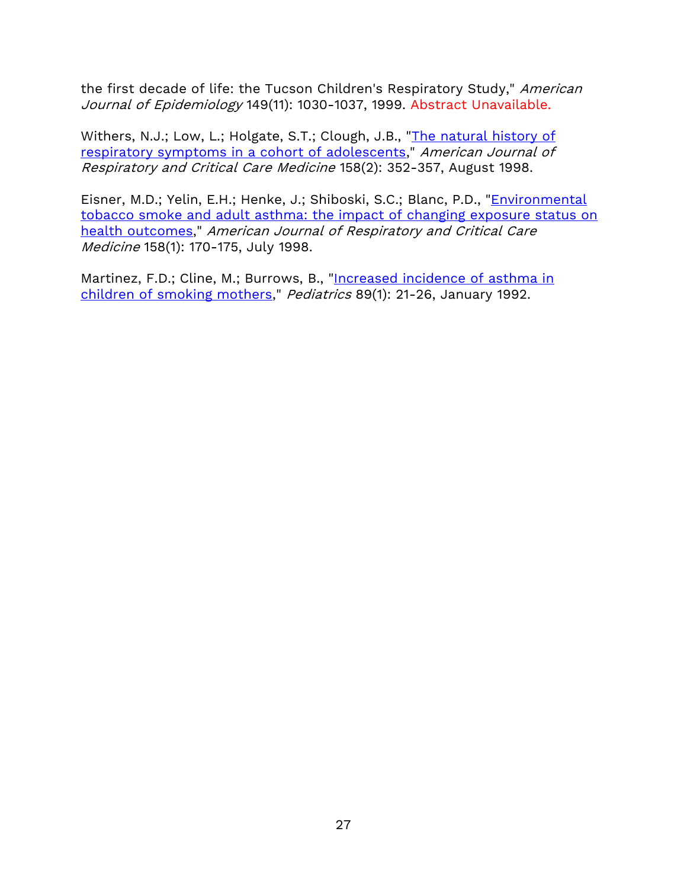the first decade of life: the Tucson Children's Respiratory Study," *American Journal of Epidemiology* 149(11): 1030-1037, 1999. Abstract Unavailable.

Withers, N.J.; Low, L.; Holgate, S.T.; Clough, J.B., "The natural history of respiratory symptoms in a cohort of adolescents," *American Journal of Respiratory and Critical Care Medicine* 158(2): 352-357, August 1998.

Eisner, M.D.; Yelin, E.H.; Henke, J.; Shiboski, S.C.; Blanc, P.D., "Environmental tobacco smoke and adult asthma: the impact of changing exposure status on health outcomes," *American Journal of Respiratory and Critical Care Medicine* 158(1): 170-175, July 1998.

Martinez, F.D.; Cline, M.; Burrows, B., "Increased incidence of asthma in children of smoking mothers," *Pediatrics* 89(1): 21-26, January 1992.